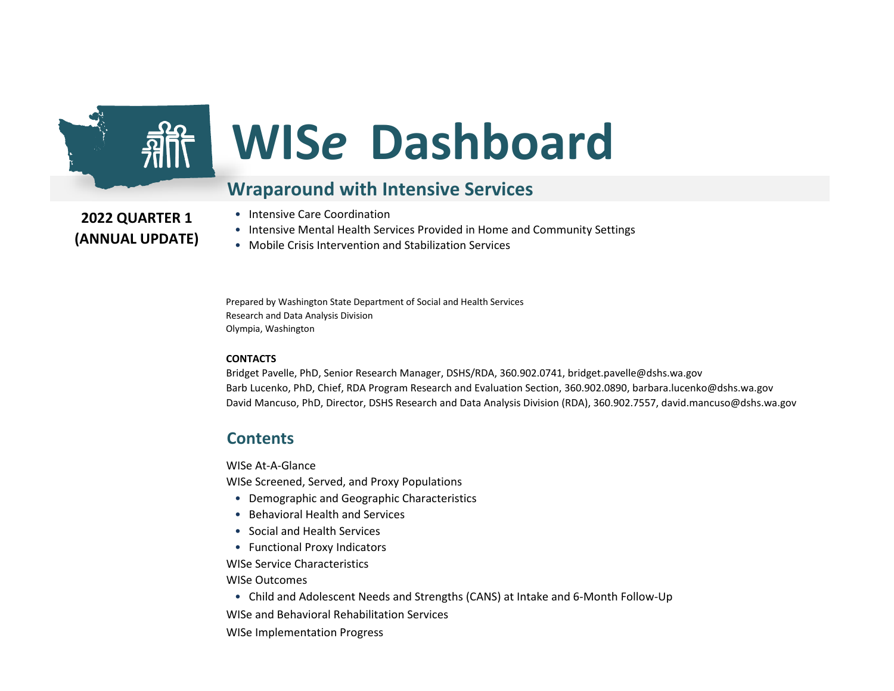# WIS*e* Dashboard

## Wraparound with Intensive Services

**2022 QUARTER 1 (ANNUAL UPDATE)**

- Intensive Care Coordination
- Intensive Mental Health Services Provided in Home and Community Settings
- Mobile Crisis Intervention and Stabilization Services

Prepared by Washington State Department of Social and Health Services
Research and Data Analysis Division
Olympia, Washington

**CONTACTS**

Bridget Pavelle, PhD, Senior Research Manager, DSHS/RDA, 360.902.0741, bridget.pavelle@dshs.wa.gov
Barb Lucenko, PhD, Chief, RDA Program Research and Evaluation Section, 360.902.0890, barbara.lucenko@dshs.wa.gov
David Mancuso, PhD, Director, DSHS Research and Data Analysis Division (RDA), 360.902.7557, david.mancuso@dshs.wa.gov

## Contents

WISe At-A-Glance

WISe Screened, Served, and Proxy Populations

- Demographic and Geographic Characteristics
- Behavioral Health and Services
- Social and Health Services
- Functional Proxy Indicators

WISe Service Characteristics

WISe Outcomes

- Child and Adolescent Needs and Strengths (CANS) at Intake and 6-Month Follow-Up

WISe and Behavioral Rehabilitation Services

WISe Implementation Progress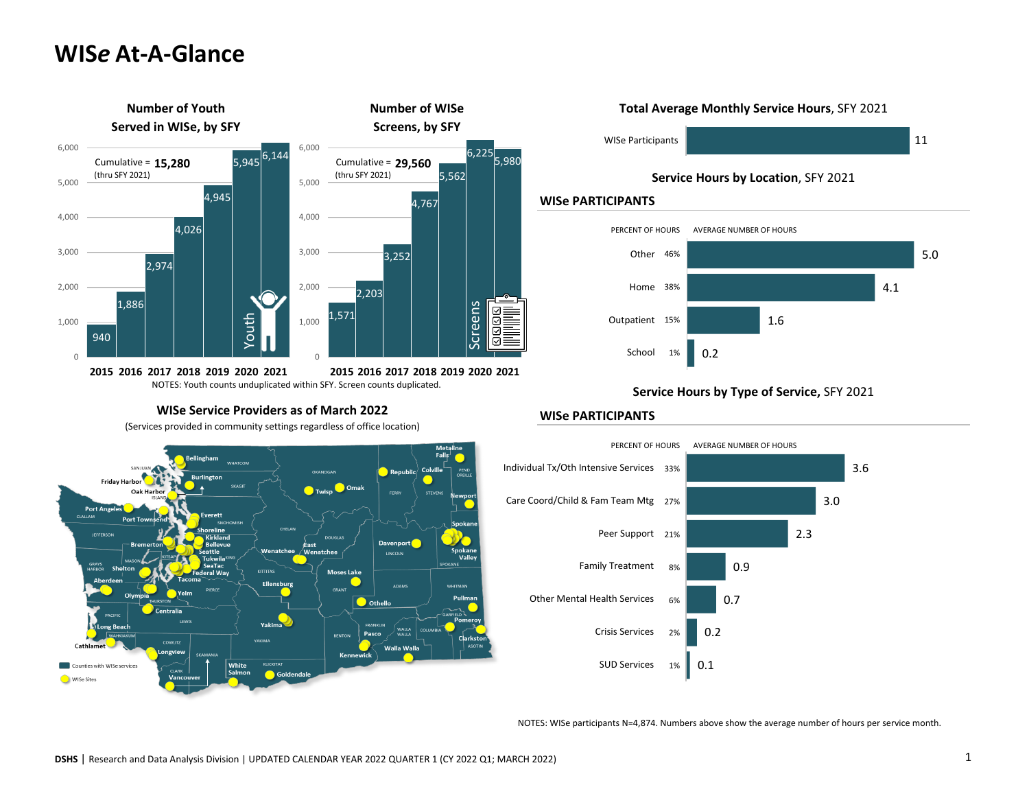# WIS*e* At-A-Glance

## Number of Youth Served in WISe, by SFY

Cumulative = **15,280** (thru SFY 2021)

| SFY | Youth |
|---|---|
| 2015 | 940 |
| 2016 | 1,886 |
| 2017 | 2,974 |
| 2018 | 4,026 |
| 2019 | 4,945 |
| 2020 | 5,945 |
| 2021 | 6,144 |

## Number of WISe Screens, by SFY

Cumulative = **29,560** (thru SFY 2021)

| SFY | Screens |
|---|---|
| 2015 | 1,571 |
| 2016 | 2,203 |
| 2017 | 3,252 |
| 2018 | 4,767 |
| 2019 | 5,562 |
| 2020 | 6,225 |
| 2021 | 5,980 |

NOTES: Youth counts unduplicated within SFY. Screen counts duplicated.

## WISe Service Providers as of March 2022

(Services provided in community settings regardless of office location)

Counties with WISe services; WISe Sites

WISe Sites: Bellingham, Friday Harbor, Burlington, Oak Harbor, Port Angeles, Port Townsend, Everett, Shoreline, Kirkland, Bellevue, Bremerton, Seattle, Tukwila, SeaTac, Federal Way, Shelton, Tacoma, Aberdeen, Olympia, Yelm, Centralia, Long Beach, Cathlamet, Longview, Vancouver, White Salmon, Goldendale, Yakima, Ellensburg, Wenatchee, East Wenatchee, Twisp, Omak, Republic, Colville, Metaline Falls, Newport, Spokane, Spokane Valley, Davenport, Moses Lake, Othello, Pasco, Kennewick, Walla Walla, Pomeroy, Clarkston, Pullman

## Total Average Monthly Service Hours, SFY 2021

| | Hours |
|---|---|
| WISe Participants | 11 |

## Service Hours by Location, SFY 2021

### WISe PARTICIPANTS

| Location | Percent of Hours | Average Number of Hours |
|---|---|---|
| Other | 46% | 5.0 |
| Home | 38% | 4.1 |
| Outpatient | 15% | 1.6 |
| School | 1% | 0.2 |

## Service Hours by Type of Service, SFY 2021

### WISe PARTICIPANTS

| Type of Service | Percent of Hours | Average Number of Hours |
|---|---|---|
| Individual Tx/Oth Intensive Services | 33% | 3.6 |
| Care Coord/Child & Fam Team Mtg | 27% | 3.0 |
| Peer Support | 21% | 2.3 |
| Family Treatment | 8% | 0.9 |
| Other Mental Health Services | 6% | 0.7 |
| Crisis Services | 2% | 0.2 |
| SUD Services | 1% | 0.1 |

NOTES: WISe participants N=4,874. Numbers above show the average number of hours per service month.

**DSHS** | Research and Data Analysis Division | UPDATED CALENDAR YEAR 2022 QUARTER 1 (CY 2022 Q1; MARCH 2022)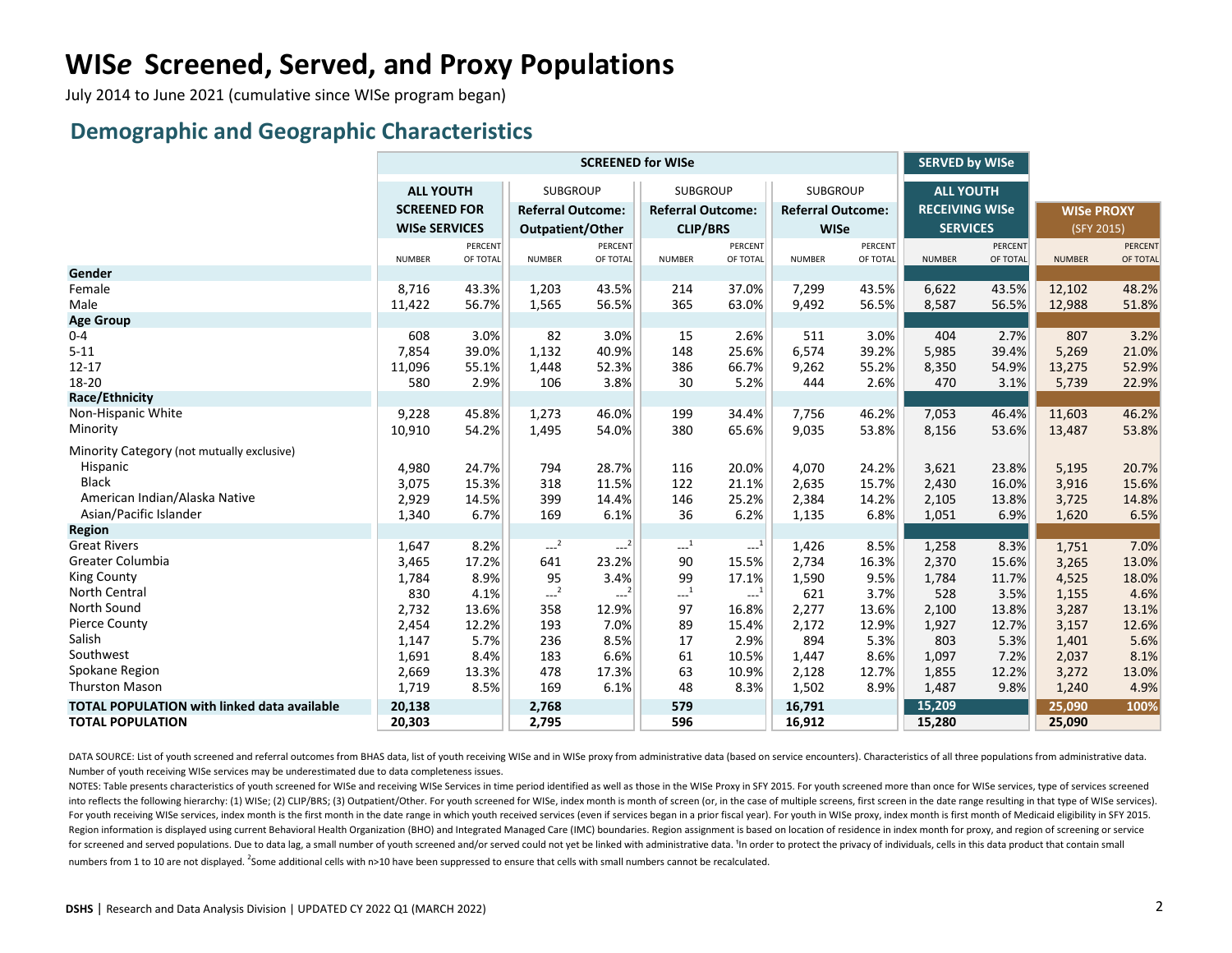# WIS*e* Screened, Served, and Proxy Populations

July 2014 to June 2021 (cumulative since WISe program began)

## Demographic and Geographic Characteristics

| | SCREENED for WISe | | | | | | | | SERVED by WISe | | | |
|---|---|---|---|---|---|---|---|---|---|---|---|---|
| | ALL YOUTH SCREENED FOR WISe SERVICES | | SUBGROUP Referral Outcome: Outpatient/Other | | SUBGROUP Referral Outcome: CLIP/BRS | | SUBGROUP Referral Outcome: WISe | | ALL YOUTH RECEIVING WISe SERVICES | | WISe PROXY (SFY 2015) | |
| | NUMBER | PERCENT OF TOTAL | NUMBER | PERCENT OF TOTAL | NUMBER | PERCENT OF TOTAL | NUMBER | PERCENT OF TOTAL | NUMBER | PERCENT OF TOTAL | NUMBER | PERCENT OF TOTAL |
| **Gender** | | | | | | | | | | | | |
| Female | 8,716 | 43.3% | 1,203 | 43.5% | 214 | 37.0% | 7,299 | 43.5% | 6,622 | 43.5% | 12,102 | 48.2% |
| Male | 11,422 | 56.7% | 1,565 | 56.5% | 365 | 63.0% | 9,492 | 56.5% | 8,587 | 56.5% | 12,988 | 51.8% |
| **Age Group** | | | | | | | | | | | | |
| 0-4 | 608 | 3.0% | 82 | 3.0% | 15 | 2.6% | 511 | 3.0% | 404 | 2.7% | 807 | 3.2% |
| 5-11 | 7,854 | 39.0% | 1,132 | 40.9% | 148 | 25.6% | 6,574 | 39.2% | 5,985 | 39.4% | 5,269 | 21.0% |
| 12-17 | 11,096 | 55.1% | 1,448 | 52.3% | 386 | 66.7% | 9,262 | 55.2% | 8,350 | 54.9% | 13,275 | 52.9% |
| 18-20 | 580 | 2.9% | 106 | 3.8% | 30 | 5.2% | 444 | 2.6% | 470 | 3.1% | 5,739 | 22.9% |
| **Race/Ethnicity** | | | | | | | | | | | | |
| Non-Hispanic White | 9,228 | 45.8% | 1,273 | 46.0% | 199 | 34.4% | 7,756 | 46.2% | 7,053 | 46.4% | 11,603 | 46.2% |
| Minority | 10,910 | 54.2% | 1,495 | 54.0% | 380 | 65.6% | 9,035 | 53.8% | 8,156 | 53.6% | 13,487 | 53.8% |
| Minority Category (not mutually exclusive) | | | | | | | | | | | | |
| Hispanic | 4,980 | 24.7% | 794 | 28.7% | 116 | 20.0% | 4,070 | 24.2% | 3,621 | 23.8% | 5,195 | 20.7% |
| Black | 3,075 | 15.3% | 318 | 11.5% | 122 | 21.1% | 2,635 | 15.7% | 2,430 | 16.0% | 3,916 | 15.6% |
| American Indian/Alaska Native | 2,929 | 14.5% | 399 | 14.4% | 146 | 25.2% | 2,384 | 14.2% | 2,105 | 13.8% | 3,725 | 14.8% |
| Asian/Pacific Islander | 1,340 | 6.7% | 169 | 6.1% | 36 | 6.2% | 1,135 | 6.8% | 1,051 | 6.9% | 1,620 | 6.5% |
| **Region** | | | | | | | | | | | | |
| Great Rivers | 1,647 | 8.2% | ---[2] | ---[2] | ---[1] | ---[1] | 1,426 | 8.5% | 1,258 | 8.3% | 1,751 | 7.0% |
| Greater Columbia | 3,465 | 17.2% | 641 | 23.2% | 90 | 15.5% | 2,734 | 16.3% | 2,370 | 15.6% | 3,265 | 13.0% |
| King County | 1,784 | 8.9% | 95 | 3.4% | 99 | 17.1% | 1,590 | 9.5% | 1,784 | 11.7% | 4,525 | 18.0% |
| North Central | 830 | 4.1% | ---[2] | ---[2] | ---[1] | ---[1] | 621 | 3.7% | 528 | 3.5% | 1,155 | 4.6% |
| North Sound | 2,732 | 13.6% | 358 | 12.9% | 97 | 16.8% | 2,277 | 13.6% | 2,100 | 13.8% | 3,287 | 13.1% |
| Pierce County | 2,454 | 12.2% | 193 | 7.0% | 89 | 15.4% | 2,172 | 12.9% | 1,927 | 12.7% | 3,157 | 12.6% |
| Salish | 1,147 | 5.7% | 236 | 8.5% | 17 | 2.9% | 894 | 5.3% | 803 | 5.3% | 1,401 | 5.6% |
| Southwest | 1,691 | 8.4% | 183 | 6.6% | 61 | 10.5% | 1,447 | 8.6% | 1,097 | 7.2% | 2,037 | 8.1% |
| Spokane Region | 2,669 | 13.3% | 478 | 17.3% | 63 | 10.9% | 2,128 | 12.7% | 1,855 | 12.2% | 3,272 | 13.0% |
| Thurston Mason | 1,719 | 8.5% | 169 | 6.1% | 48 | 8.3% | 1,502 | 8.9% | 1,487 | 9.8% | 1,240 | 4.9% |
| **TOTAL POPULATION with linked data available** | **20,138** | | **2,768** | | **579** | | **16,791** | | **15,209** | | **25,090** | **100%** |
| **TOTAL POPULATION** | **20,303** | | **2,795** | | **596** | | **16,912** | | **15,280** | | **25,090** | |

DATA SOURCE: List of youth screened and referral outcomes from BHAS data, list of youth receiving WISe and in WISe proxy from administrative data (based on service encounters). Characteristics of all three populations from administrative data. Number of youth receiving WISe services may be underestimated due to data completeness issues.

NOTES: Table presents characteristics of youth screened for WISe and receiving WISe Services in time period identified as well as those in the WISe Proxy in SFY 2015. For youth screened more than once for WISe services, type of services screened into reflects the following hierarchy: (1) WISe; (2) CLIP/BRS; (3) Outpatient/Other. For youth screened for WISe, index month is month of screen (or, in the case of multiple screens, first screen in the date range resulting in that type of WISe services). For youth receiving WISe services, index month is the first month in the date range in which youth received services (even if services began in a prior fiscal year). For youth in WISe proxy, index month is first month of Medicaid eligibility in SFY 2015. Region information is displayed using current Behavioral Health Organization (BHO) and Integrated Managed Care (IMC) boundaries. Region assignment is based on location of residence in index month for proxy, and region of screening or service for screened and served populations. Due to data lag, a small number of youth screened and/or served could not yet be linked with administrative data. [1]In order to protect the privacy of individuals, cells in this data product that contain small numbers from 1 to 10 are not displayed. [2]Some additional cells with n>10 have been suppressed to ensure that cells with small numbers cannot be recalculated.

**DSHS** | Research and Data Analysis Division | UPDATED CY 2022 Q1 (MARCH 2022)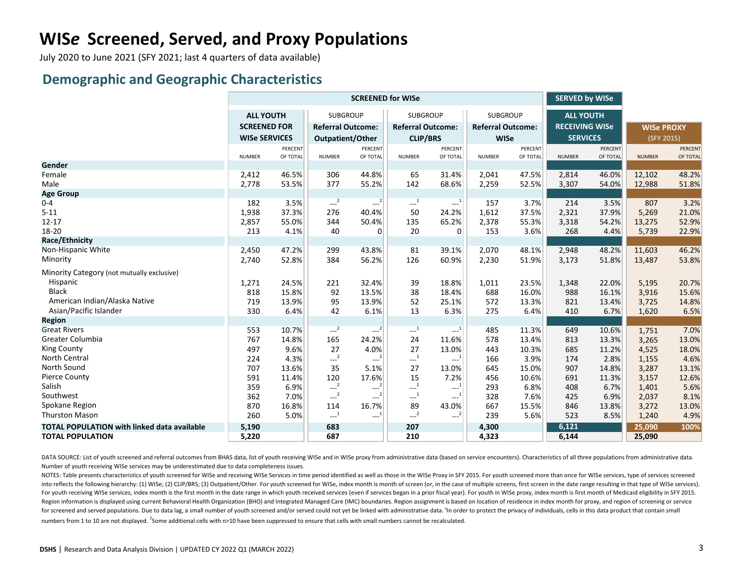# WIS*e* Screened, Served, and Proxy Populations

July 2020 to June 2021 (SFY 2021; last 4 quarters of data available)

## Demographic and Geographic Characteristics

| | SCREENED for WISe | | | | | | | | SERVED by WISe | | | |
|---|---|---|---|---|---|---|---|---|---|---|---|---|
| | ALL YOUTH SCREENED FOR WISe SERVICES | | SUBGROUP Referral Outcome: Outpatient/Other | | SUBGROUP Referral Outcome: CLIP/BRS | | SUBGROUP Referral Outcome: WISe | | ALL YOUTH RECEIVING WISe SERVICES | | WISe PROXY (SFY 2015) | |
| | NUMBER | PERCENT OF TOTAL | NUMBER | PERCENT OF TOTAL | NUMBER | PERCENT OF TOTAL | NUMBER | PERCENT OF TOTAL | NUMBER | PERCENT OF TOTAL | NUMBER | PERCENT OF TOTAL |
| **Gender** | | | | | | | | | | | | |
| Female | 2,412 | 46.5% | 306 | 44.8% | 65 | 31.4% | 2,041 | 47.5% | 2,814 | 46.0% | 12,102 | 48.2% |
| Male | 2,778 | 53.5% | 377 | 55.2% | 142 | 68.6% | 2,259 | 52.5% | 3,307 | 54.0% | 12,988 | 51.8% |
| **Age Group** | | | | | | | | | | | | |
| 0-4 | 182 | 3.5% | ---[2] | ---[2] | ---[1] | ---[1] | 157 | 3.7% | 214 | 3.5% | 807 | 3.2% |
| 5-11 | 1,938 | 37.3% | 276 | 40.4% | 50 | 24.2% | 1,612 | 37.5% | 2,321 | 37.9% | 5,269 | 21.0% |
| 12-17 | 2,857 | 55.0% | 344 | 50.4% | 135 | 65.2% | 2,378 | 55.3% | 3,318 | 54.2% | 13,275 | 52.9% |
| 18-20 | 213 | 4.1% | 40 | 0 | 20 | 0 | 153 | 3.6% | 268 | 4.4% | 5,739 | 22.9% |
| **Race/Ethnicity** | | | | | | | | | | | | |
| Non-Hispanic White | 2,450 | 47.2% | 299 | 43.8% | 81 | 39.1% | 2,070 | 48.1% | 2,948 | 48.2% | 11,603 | 46.2% |
| Minority | 2,740 | 52.8% | 384 | 56.2% | 126 | 60.9% | 2,230 | 51.9% | 3,173 | 51.8% | 13,487 | 53.8% |
| Minority Category (not mutually exclusive) | | | | | | | | | | | | |
| Hispanic | 1,271 | 24.5% | 221 | 32.4% | 39 | 18.8% | 1,011 | 23.5% | 1,348 | 22.0% | 5,195 | 20.7% |
| Black | 818 | 15.8% | 92 | 13.5% | 38 | 18.4% | 688 | 16.0% | 988 | 16.1% | 3,916 | 15.6% |
| American Indian/Alaska Native | 719 | 13.9% | 95 | 13.9% | 52 | 25.1% | 572 | 13.3% | 821 | 13.4% | 3,725 | 14.8% |
| Asian/Pacific Islander | 330 | 6.4% | 42 | 6.1% | 13 | 6.3% | 275 | 6.4% | 410 | 6.7% | 1,620 | 6.5% |
| **Region** | | | | | | | | | | | | |
| Great Rivers | 553 | 10.7% | ---[2] | ---[2] | ---[1] | ---[1] | 485 | 11.3% | 649 | 10.6% | 1,751 | 7.0% |
| Greater Columbia | 767 | 14.8% | 165 | 24.2% | 24 | 11.6% | 578 | 13.4% | 813 | 13.3% | 3,265 | 13.0% |
| King County | 497 | 9.6% | 27 | 4.0% | 27 | 13.0% | 443 | 10.3% | 685 | 11.2% | 4,525 | 18.0% |
| North Central | 224 | 4.3% | ---[2] | ---[2] | ---[1] | ---[1] | 166 | 3.9% | 174 | 2.8% | 1,155 | 4.6% |
| North Sound | 707 | 13.6% | 35 | 5.1% | 27 | 13.0% | 645 | 15.0% | 907 | 14.8% | 3,287 | 13.1% |
| Pierce County | 591 | 11.4% | 120 | 17.6% | 15 | 7.2% | 456 | 10.6% | 691 | 11.3% | 3,157 | 12.6% |
| Salish | 359 | 6.9% | ---[2] | ---[2] | ---[1] | ---[1] | 293 | 6.8% | 408 | 6.7% | 1,401 | 5.6% |
| Southwest | 362 | 7.0% | ---[2] | ---[2] | ---[1] | ---[1] | 328 | 7.6% | 425 | 6.9% | 2,037 | 8.1% |
| Spokane Region | 870 | 16.8% | 114 | 16.7% | 89 | 43.0% | 667 | 15.5% | 846 | 13.8% | 3,272 | 13.0% |
| Thurston Mason | 260 | 5.0% | ---[1] | ---[1] | ---[2] | ---[2] | 239 | 5.6% | 523 | 8.5% | 1,240 | 4.9% |
| **TOTAL POPULATION with linked data available** | **5,190** | | **683** | | **207** | | **4,300** | | **6,121** | | **25,090** | **100%** |
| **TOTAL POPULATION** | **5,220** | | **687** | | **210** | | **4,323** | | **6,144** | | **25,090** | |

DATA SOURCE: List of youth screened and referral outcomes from BHAS data, list of youth receiving WISe and in WISe proxy from administrative data (based on service encounters). Characteristics of all three populations from administrative data. Number of youth receiving WISe services may be underestimated due to data completeness issues.

NOTES: Table presents characteristics of youth screened for WISe and receiving WISe Services in time period identified as well as those in the WISe Proxy in SFY 2015. For youth screened more than once for WISe services, type of services screened into reflects the following hierarchy: (1) WISe; (2) CLIP/BRS; (3) Outpatient/Other. For youth screened for WISe, index month is month of screen (or, in the case of multiple screens, first screen in the date range resulting in that type of WISe services). For youth receiving WISe services, index month is the first month in the date range in which youth received services (even if services began in a prior fiscal year). For youth in WISe proxy, index month is first month of Medicaid eligibility in SFY 2015. Region information is displayed using current Behavioral Health Organization (BHO) and Integrated Managed Care (IMC) boundaries. Region assignment is based on location of residence in index month for proxy, and region of screening or service for screened and served populations. Due to data lag, a small number of youth screened and/or served could not yet be linked with administrative data. [1]In order to protect the privacy of individuals, cells in this data product that contain small numbers from 1 to 10 are not displayed. [2]Some additional cells with n>10 have been suppressed to ensure that cells with small numbers cannot be recalculated.

**DSHS** | Research and Data Analysis Division | UPDATED CY 2022 Q1 (MARCH 2022)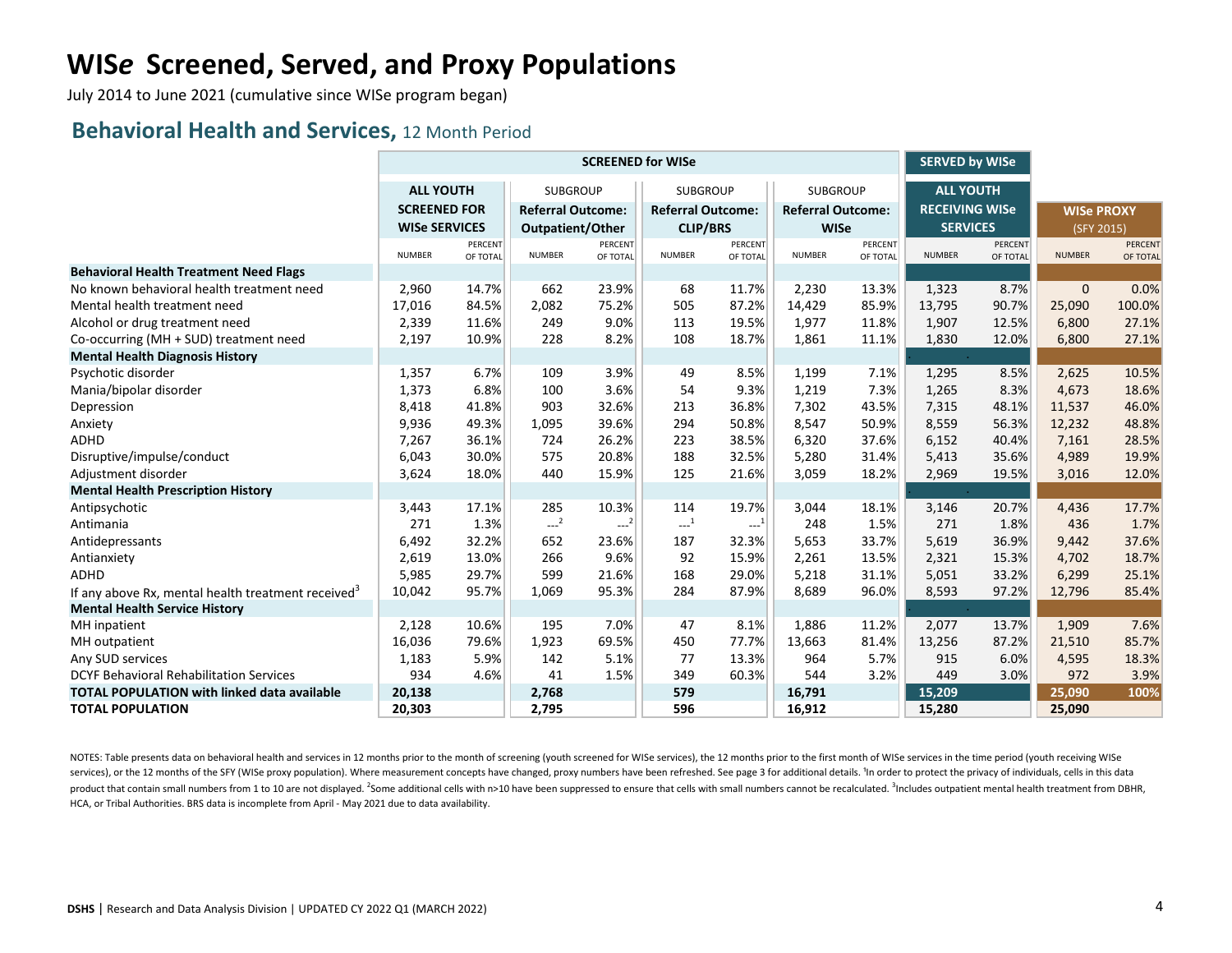# WIS*e* Screened, Served, and Proxy Populations

July 2014 to June 2021 (cumulative since WISe program began)

## Behavioral Health and Services, 12 Month Period

| | SCREENED for WISe | | | | | | | | SERVED by WISe | | | |
|---|---|---|---|---|---|---|---|---|---|---|---|---|
| | **ALL YOUTH SCREENED FOR WISe SERVICES** | | SUBGROUP **Referral Outcome: Outpatient/Other** | | SUBGROUP **Referral Outcome: CLIP/BRS** | | SUBGROUP **Referral Outcome: WISe** | | **ALL YOUTH RECEIVING WISe SERVICES** | | **WISe PROXY** (SFY 2015) | |
| | NUMBER | PERCENT OF TOTAL | NUMBER | PERCENT OF TOTAL | NUMBER | PERCENT OF TOTAL | NUMBER | PERCENT OF TOTAL | NUMBER | PERCENT OF TOTAL | NUMBER | PERCENT OF TOTAL |
| **Behavioral Health Treatment Need Flags** | | | | | | | | | | | | |
| No known behavioral health treatment need | 2,960 | 14.7% | 662 | 23.9% | 68 | 11.7% | 2,230 | 13.3% | 1,323 | 8.7% | 0 | 0.0% |
| Mental health treatment need | 17,016 | 84.5% | 2,082 | 75.2% | 505 | 87.2% | 14,429 | 85.9% | 13,795 | 90.7% | 25,090 | 100.0% |
| Alcohol or drug treatment need | 2,339 | 11.6% | 249 | 9.0% | 113 | 19.5% | 1,977 | 11.8% | 1,907 | 12.5% | 6,800 | 27.1% |
| Co-occurring (MH + SUD) treatment need | 2,197 | 10.9% | 228 | 8.2% | 108 | 18.7% | 1,861 | 11.1% | 1,830 | 12.0% | 6,800 | 27.1% |
| **Mental Health Diagnosis History** | | | | | | | | | | | | |
| Psychotic disorder | 1,357 | 6.7% | 109 | 3.9% | 49 | 8.5% | 1,199 | 7.1% | 1,295 | 8.5% | 2,625 | 10.5% |
| Mania/bipolar disorder | 1,373 | 6.8% | 100 | 3.6% | 54 | 9.3% | 1,219 | 7.3% | 1,265 | 8.3% | 4,673 | 18.6% |
| Depression | 8,418 | 41.8% | 903 | 32.6% | 213 | 36.8% | 7,302 | 43.5% | 7,315 | 48.1% | 11,537 | 46.0% |
| Anxiety | 9,936 | 49.3% | 1,095 | 39.6% | 294 | 50.8% | 8,547 | 50.9% | 8,559 | 56.3% | 12,232 | 48.8% |
| ADHD | 7,267 | 36.1% | 724 | 26.2% | 223 | 38.5% | 6,320 | 37.6% | 6,152 | 40.4% | 7,161 | 28.5% |
| Disruptive/impulse/conduct | 6,043 | 30.0% | 575 | 20.8% | 188 | 32.5% | 5,280 | 31.4% | 5,413 | 35.6% | 4,989 | 19.9% |
| Adjustment disorder | 3,624 | 18.0% | 440 | 15.9% | 125 | 21.6% | 3,059 | 18.2% | 2,969 | 19.5% | 3,016 | 12.0% |
| **Mental Health Prescription History** | | | | | | | | | | | | |
| Antipsychotic | 3,443 | 17.1% | 285 | 10.3% | 114 | 19.7% | 3,044 | 18.1% | 3,146 | 20.7% | 4,436 | 17.7% |
| Antimania | 271 | 1.3% | ---[2] | ---[2] | ---[1] | ---[1] | 248 | 1.5% | 271 | 1.8% | 436 | 1.7% |
| Antidepressants | 6,492 | 32.2% | 652 | 23.6% | 187 | 32.3% | 5,653 | 33.7% | 5,619 | 36.9% | 9,442 | 37.6% |
| Antianxiety | 2,619 | 13.0% | 266 | 9.6% | 92 | 15.9% | 2,261 | 13.5% | 2,321 | 15.3% | 4,702 | 18.7% |
| ADHD | 5,985 | 29.7% | 599 | 21.6% | 168 | 29.0% | 5,218 | 31.1% | 5,051 | 33.2% | 6,299 | 25.1% |
| If any above Rx, mental health treatment received[3] | 10,042 | 95.7% | 1,069 | 95.3% | 284 | 87.9% | 8,689 | 96.0% | 8,593 | 97.2% | 12,796 | 85.4% |
| **Mental Health Service History** | | | | | | | | | | | | |
| MH inpatient | 2,128 | 10.6% | 195 | 7.0% | 47 | 8.1% | 1,886 | 11.2% | 2,077 | 13.7% | 1,909 | 7.6% |
| MH outpatient | 16,036 | 79.6% | 1,923 | 69.5% | 450 | 77.7% | 13,663 | 81.4% | 13,256 | 87.2% | 21,510 | 85.7% |
| Any SUD services | 1,183 | 5.9% | 142 | 5.1% | 77 | 13.3% | 964 | 5.7% | 915 | 6.0% | 4,595 | 18.3% |
| DCYF Behavioral Rehabilitation Services | 934 | 4.6% | 41 | 1.5% | 349 | 60.3% | 544 | 3.2% | 449 | 3.0% | 972 | 3.9% |
| **TOTAL POPULATION with linked data available** | **20,138** | | **2,768** | | **579** | | **16,791** | | **15,209** | | **25,090** | **100%** |
| **TOTAL POPULATION** | **20,303** | | **2,795** | | **596** | | **16,912** | | **15,280** | | **25,090** | |

NOTES: Table presents data on behavioral health and services in 12 months prior to the month of screening (youth screened for WISe services), the 12 months prior to the first month of WISe services in the time period (youth receiving WISe services), or the 12 months of the SFY (WISe proxy population). Where measurement concepts have changed, proxy numbers have been refreshed. See page 3 for additional details. [1]In order to protect the privacy of individuals, cells in this data product that contain small numbers from 1 to 10 are not displayed. [2]Some additional cells with n>10 have been suppressed to ensure that cells with small numbers cannot be recalculated. [3]Includes outpatient mental health treatment from DBHR, HCA, or Tribal Authorities. BRS data is incomplete from April - May 2021 due to data availability.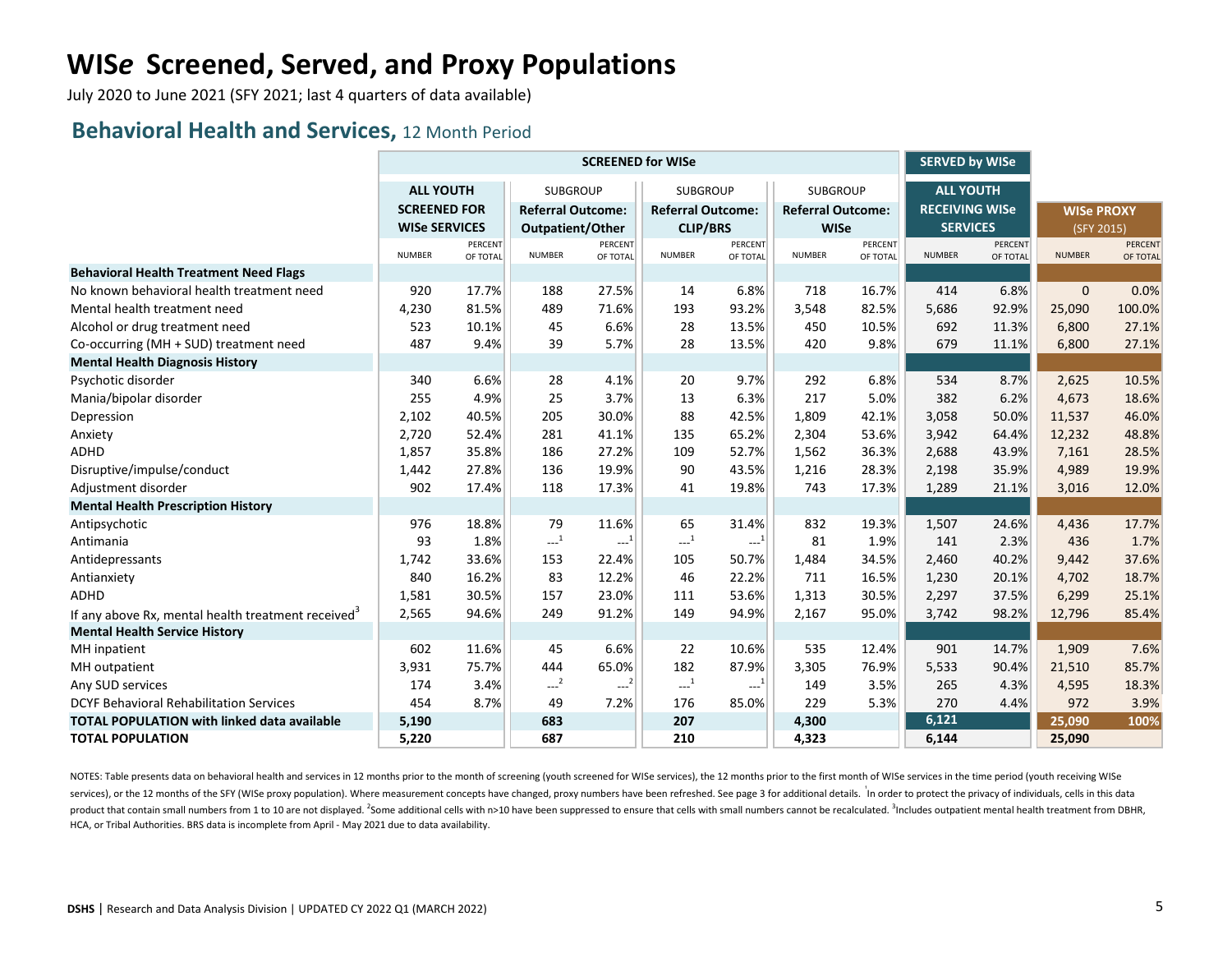# WIS*e* Screened, Served, and Proxy Populations

July 2020 to June 2021 (SFY 2021; last 4 quarters of data available)

## Behavioral Health and Services, 12 Month Period

| | SCREENED for WISe | | | | | | | | SERVED by WISe | | | |
|---|---|---|---|---|---|---|---|---|---|---|---|---|
| | **ALL YOUTH SCREENED FOR WISe SERVICES** | | SUBGROUP **Referral Outcome: Outpatient/Other** | | SUBGROUP **Referral Outcome: CLIP/BRS** | | SUBGROUP **Referral Outcome: WISe** | | **ALL YOUTH RECEIVING WISe SERVICES** | | **WISe PROXY** (SFY 2015) | |
| | NUMBER | PERCENT OF TOTAL | NUMBER | PERCENT OF TOTAL | NUMBER | PERCENT OF TOTAL | NUMBER | PERCENT OF TOTAL | NUMBER | PERCENT OF TOTAL | NUMBER | PERCENT OF TOTAL |
| **Behavioral Health Treatment Need Flags** | | | | | | | | | | | | |
| No known behavioral health treatment need | 920 | 17.7% | 188 | 27.5% | 14 | 6.8% | 718 | 16.7% | 414 | 6.8% | 0 | 0.0% |
| Mental health treatment need | 4,230 | 81.5% | 489 | 71.6% | 193 | 93.2% | 3,548 | 82.5% | 5,686 | 92.9% | 25,090 | 100.0% |
| Alcohol or drug treatment need | 523 | 10.1% | 45 | 6.6% | 28 | 13.5% | 450 | 10.5% | 692 | 11.3% | 6,800 | 27.1% |
| Co-occurring (MH + SUD) treatment need | 487 | 9.4% | 39 | 5.7% | 28 | 13.5% | 420 | 9.8% | 679 | 11.1% | 6,800 | 27.1% |
| **Mental Health Diagnosis History** | | | | | | | | | | | | |
| Psychotic disorder | 340 | 6.6% | 28 | 4.1% | 20 | 9.7% | 292 | 6.8% | 534 | 8.7% | 2,625 | 10.5% |
| Mania/bipolar disorder | 255 | 4.9% | 25 | 3.7% | 13 | 6.3% | 217 | 5.0% | 382 | 6.2% | 4,673 | 18.6% |
| Depression | 2,102 | 40.5% | 205 | 30.0% | 88 | 42.5% | 1,809 | 42.1% | 3,058 | 50.0% | 11,537 | 46.0% |
| Anxiety | 2,720 | 52.4% | 281 | 41.1% | 135 | 65.2% | 2,304 | 53.6% | 3,942 | 64.4% | 12,232 | 48.8% |
| ADHD | 1,857 | 35.8% | 186 | 27.2% | 109 | 52.7% | 1,562 | 36.3% | 2,688 | 43.9% | 7,161 | 28.5% |
| Disruptive/impulse/conduct | 1,442 | 27.8% | 136 | 19.9% | 90 | 43.5% | 1,216 | 28.3% | 2,198 | 35.9% | 4,989 | 19.9% |
| Adjustment disorder | 902 | 17.4% | 118 | 17.3% | 41 | 19.8% | 743 | 17.3% | 1,289 | 21.1% | 3,016 | 12.0% |
| **Mental Health Prescription History** | | | | | | | | | | | | |
| Antipsychotic | 976 | 18.8% | 79 | 11.6% | 65 | 31.4% | 832 | 19.3% | 1,507 | 24.6% | 4,436 | 17.7% |
| Antimania | 93 | 1.8% | ---[1] | ---[1] | ---[1] | ---[1] | 81 | 1.9% | 141 | 2.3% | 436 | 1.7% |
| Antidepressants | 1,742 | 33.6% | 153 | 22.4% | 105 | 50.7% | 1,484 | 34.5% | 2,460 | 40.2% | 9,442 | 37.6% |
| Antianxiety | 840 | 16.2% | 83 | 12.2% | 46 | 22.2% | 711 | 16.5% | 1,230 | 20.1% | 4,702 | 18.7% |
| ADHD | 1,581 | 30.5% | 157 | 23.0% | 111 | 53.6% | 1,313 | 30.5% | 2,297 | 37.5% | 6,299 | 25.1% |
| If any above Rx, mental health treatment received[3] | 2,565 | 94.6% | 249 | 91.2% | 149 | 94.9% | 2,167 | 95.0% | 3,742 | 98.2% | 12,796 | 85.4% |
| **Mental Health Service History** | | | | | | | | | | | | |
| MH inpatient | 602 | 11.6% | 45 | 6.6% | 22 | 10.6% | 535 | 12.4% | 901 | 14.7% | 1,909 | 7.6% |
| MH outpatient | 3,931 | 75.7% | 444 | 65.0% | 182 | 87.9% | 3,305 | 76.9% | 5,533 | 90.4% | 21,510 | 85.7% |
| Any SUD services | 174 | 3.4% | ---[2] | ---[2] | ---[1] | ---[1] | 149 | 3.5% | 265 | 4.3% | 4,595 | 18.3% |
| DCYF Behavioral Rehabilitation Services | 454 | 8.7% | 49 | 7.2% | 176 | 85.0% | 229 | 5.3% | 270 | 4.4% | 972 | 3.9% |
| **TOTAL POPULATION with linked data available** | **5,190** | | **683** | | **207** | | **4,300** | | **6,121** | | **25,090** | **100%** |
| **TOTAL POPULATION** | **5,220** | | **687** | | **210** | | **4,323** | | **6,144** | | **25,090** | |

NOTES: Table presents data on behavioral health and services in 12 months prior to the month of screening (youth screened for WISe services), the 12 months prior to the first month of WISe services in the time period (youth receiving WISe services), or the 12 months of the SFY (WISe proxy population). Where measurement concepts have changed, proxy numbers have been refreshed. See page 3 for additional details. [1]In order to protect the privacy of individuals, cells in this data product that contain small numbers from 1 to 10 are not displayed. [2]Some additional cells with n>10 have been suppressed to ensure that cells with small numbers cannot be recalculated. [3]Includes outpatient mental health treatment from DBHR, HCA, or Tribal Authorities. BRS data is incomplete from April - May 2021 due to data availability.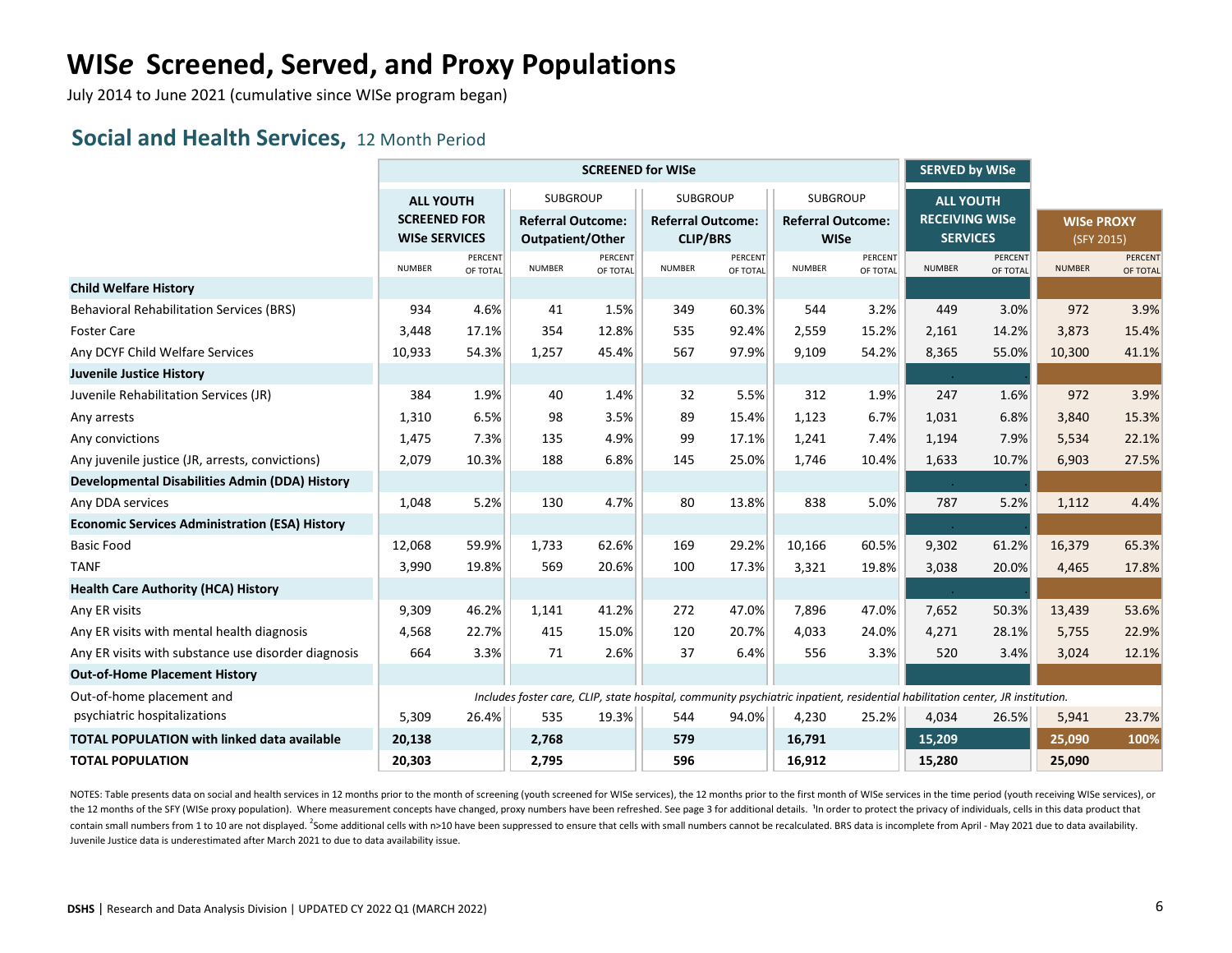# WIS*e* Screened, Served, and Proxy Populations

July 2014 to June 2021 (cumulative since WISe program began)

## Social and Health Services, 12 Month Period

| | SCREENED for WISe | | | | | | | | SERVED by WISe | | | |
|---|---|---|---|---|---|---|---|---|---|---|---|---|
| | ALL YOUTH SCREENED FOR WISe SERVICES | | SUBGROUP Referral Outcome: Outpatient/Other | | SUBGROUP Referral Outcome: CLIP/BRS | | SUBGROUP Referral Outcome: WISe | | ALL YOUTH RECEIVING WISe SERVICES | | WISe PROXY (SFY 2015) | |
| | NUMBER | PERCENT OF TOTAL | NUMBER | PERCENT OF TOTAL | NUMBER | PERCENT OF TOTAL | NUMBER | PERCENT OF TOTAL | NUMBER | PERCENT OF TOTAL | NUMBER | PERCENT OF TOTAL |
| **Child Welfare History** | | | | | | | | | | | | |
| Behavioral Rehabilitation Services (BRS) | 934 | 4.6% | 41 | 1.5% | 349 | 60.3% | 544 | 3.2% | 449 | 3.0% | 972 | 3.9% |
| Foster Care | 3,448 | 17.1% | 354 | 12.8% | 535 | 92.4% | 2,559 | 15.2% | 2,161 | 14.2% | 3,873 | 15.4% |
| Any DCYF Child Welfare Services | 10,933 | 54.3% | 1,257 | 45.4% | 567 | 97.9% | 9,109 | 54.2% | 8,365 | 55.0% | 10,300 | 41.1% |
| **Juvenile Justice History** | | | | | | | | | | | | |
| Juvenile Rehabilitation Services (JR) | 384 | 1.9% | 40 | 1.4% | 32 | 5.5% | 312 | 1.9% | 247 | 1.6% | 972 | 3.9% |
| Any arrests | 1,310 | 6.5% | 98 | 3.5% | 89 | 15.4% | 1,123 | 6.7% | 1,031 | 6.8% | 3,840 | 15.3% |
| Any convictions | 1,475 | 7.3% | 135 | 4.9% | 99 | 17.1% | 1,241 | 7.4% | 1,194 | 7.9% | 5,534 | 22.1% |
| Any juvenile justice (JR, arrests, convictions) | 2,079 | 10.3% | 188 | 6.8% | 145 | 25.0% | 1,746 | 10.4% | 1,633 | 10.7% | 6,903 | 27.5% |
| **Developmental Disabilities Admin (DDA) History** | | | | | | | | | | | | |
| Any DDA services | 1,048 | 5.2% | 130 | 4.7% | 80 | 13.8% | 838 | 5.0% | 787 | 5.2% | 1,112 | 4.4% |
| **Economic Services Administration (ESA) History** | | | | | | | | | | | | |
| Basic Food | 12,068 | 59.9% | 1,733 | 62.6% | 169 | 29.2% | 10,166 | 60.5% | 9,302 | 61.2% | 16,379 | 65.3% |
| TANF | 3,990 | 19.8% | 569 | 20.6% | 100 | 17.3% | 3,321 | 19.8% | 3,038 | 20.0% | 4,465 | 17.8% |
| **Health Care Authority (HCA) History** | | | | | | | | | | | | |
| Any ER visits | 9,309 | 46.2% | 1,141 | 41.2% | 272 | 47.0% | 7,896 | 47.0% | 7,652 | 50.3% | 13,439 | 53.6% |
| Any ER visits with mental health diagnosis | 4,568 | 22.7% | 415 | 15.0% | 120 | 20.7% | 4,033 | 24.0% | 4,271 | 28.1% | 5,755 | 22.9% |
| Any ER visits with substance use disorder diagnosis | 664 | 3.3% | 71 | 2.6% | 37 | 6.4% | 556 | 3.3% | 520 | 3.4% | 3,024 | 12.1% |
| **Out-of-Home Placement History** | | | | | | | | | | | | |
| Out-of-home placement and psychiatric hospitalizations (*Includes foster care, CLIP, state hospital, community psychiatric inpatient, residential habilitation center, JR institution.*) | 5,309 | 26.4% | 535 | 19.3% | 544 | 94.0% | 4,230 | 25.2% | 4,034 | 26.5% | 5,941 | 23.7% |
| **TOTAL POPULATION with linked data available** | **20,138** | | **2,768** | | **579** | | **16,791** | | **15,209** | | **25,090** | **100%** |
| **TOTAL POPULATION** | **20,303** | | **2,795** | | **596** | | **16,912** | | **15,280** | | **25,090** | |

NOTES: Table presents data on social and health services in 12 months prior to the month of screening (youth screened for WISe services), the 12 months prior to the first month of WISe services in the time period (youth receiving WISe services), or the 12 months of the SFY (WISe proxy population). Where measurement concepts have changed, proxy numbers have been refreshed. See page 3 for additional details. [1]In order to protect the privacy of individuals, cells in this data product that contain small numbers from 1 to 10 are not displayed. [2]Some additional cells with n>10 have been suppressed to ensure that cells with small numbers cannot be recalculated. BRS data is incomplete from April - May 2021 due to data availability. Juvenile Justice data is underestimated after March 2021 to due to data availability issue.

**DSHS** | Research and Data Analysis Division | UPDATED CY 2022 Q1 (MARCH 2022)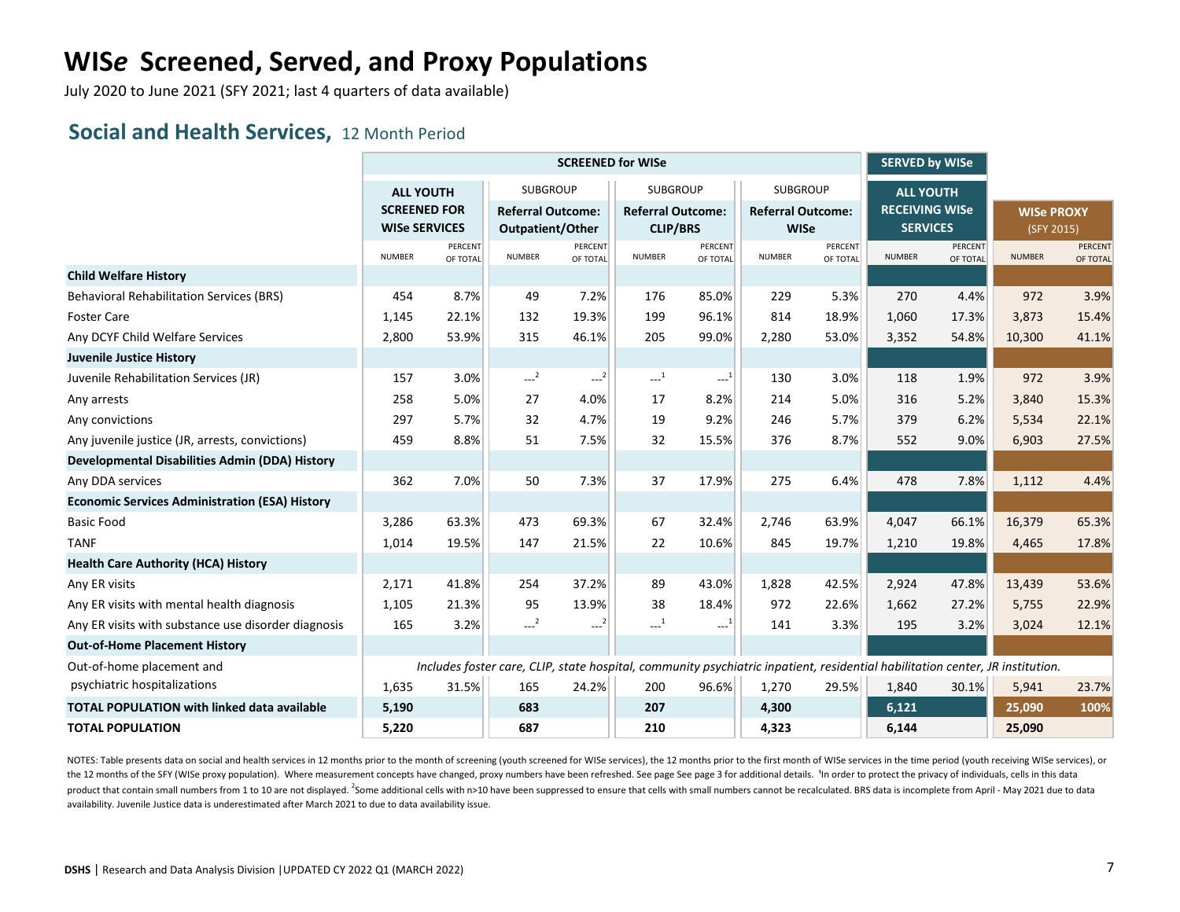# WIS*e* Screened, Served, and Proxy Populations

July 2020 to June 2021 (SFY 2021; last 4 quarters of data available)

## Social and Health Services, 12 Month Period

| | SCREENED for WISe | | | | | | | | SERVED by WISe | | | |
|---|---|---|---|---|---|---|---|---|---|---|---|---|
| | ALL YOUTH SCREENED FOR WISe SERVICES | | SUBGROUP Referral Outcome: Outpatient/Other | | SUBGROUP Referral Outcome: CLIP/BRS | | SUBGROUP Referral Outcome: WISe | | ALL YOUTH RECEIVING WISe SERVICES | | WISe PROXY (SFY 2015) | |
| | NUMBER | PERCENT OF TOTAL | NUMBER | PERCENT OF TOTAL | NUMBER | PERCENT OF TOTAL | NUMBER | PERCENT OF TOTAL | NUMBER | PERCENT OF TOTAL | NUMBER | PERCENT OF TOTAL |
| **Child Welfare History** | | | | | | | | | | | | |
| Behavioral Rehabilitation Services (BRS) | 454 | 8.7% | 49 | 7.2% | 176 | 85.0% | 229 | 5.3% | 270 | 4.4% | 972 | 3.9% |
| Foster Care | 1,145 | 22.1% | 132 | 19.3% | 199 | 96.1% | 814 | 18.9% | 1,060 | 17.3% | 3,873 | 15.4% |
| Any DCYF Child Welfare Services | 2,800 | 53.9% | 315 | 46.1% | 205 | 99.0% | 2,280 | 53.0% | 3,352 | 54.8% | 10,300 | 41.1% |
| **Juvenile Justice History** | | | | | | | | | | | | |
| Juvenile Rehabilitation Services (JR) | 157 | 3.0% | ---[2] | ---[2] | ---[1] | ---[1] | 130 | 3.0% | 118 | 1.9% | 972 | 3.9% |
| Any arrests | 258 | 5.0% | 27 | 4.0% | 17 | 8.2% | 214 | 5.0% | 316 | 5.2% | 3,840 | 15.3% |
| Any convictions | 297 | 5.7% | 32 | 4.7% | 19 | 9.2% | 246 | 5.7% | 379 | 6.2% | 5,534 | 22.1% |
| Any juvenile justice (JR, arrests, convictions) | 459 | 8.8% | 51 | 7.5% | 32 | 15.5% | 376 | 8.7% | 552 | 9.0% | 6,903 | 27.5% |
| **Developmental Disabilities Admin (DDA) History** | | | | | | | | | | | | |
| Any DDA services | 362 | 7.0% | 50 | 7.3% | 37 | 17.9% | 275 | 6.4% | 478 | 7.8% | 1,112 | 4.4% |
| **Economic Services Administration (ESA) History** | | | | | | | | | | | | |
| Basic Food | 3,286 | 63.3% | 473 | 69.3% | 67 | 32.4% | 2,746 | 63.9% | 4,047 | 66.1% | 16,379 | 65.3% |
| TANF | 1,014 | 19.5% | 147 | 21.5% | 22 | 10.6% | 845 | 19.7% | 1,210 | 19.8% | 4,465 | 17.8% |
| **Health Care Authority (HCA) History** | | | | | | | | | | | | |
| Any ER visits | 2,171 | 41.8% | 254 | 37.2% | 89 | 43.0% | 1,828 | 42.5% | 2,924 | 47.8% | 13,439 | 53.6% |
| Any ER visits with mental health diagnosis | 1,105 | 21.3% | 95 | 13.9% | 38 | 18.4% | 972 | 22.6% | 1,662 | 27.2% | 5,755 | 22.9% |
| Any ER visits with substance use disorder diagnosis | 165 | 3.2% | ---[2] | ---[2] | ---[1] | ---[1] | 141 | 3.3% | 195 | 3.2% | 3,024 | 12.1% |
| **Out-of-Home Placement History** | | | | | | | | | | | | |
| Out-of-home placement and psychiatric hospitalizations (*Includes foster care, CLIP, state hospital, community psychiatric inpatient, residential habilitation center, JR institution.*) | 1,635 | 31.5% | 165 | 24.2% | 200 | 96.6% | 1,270 | 29.5% | 1,840 | 30.1% | 5,941 | 23.7% |
| **TOTAL POPULATION with linked data available** | **5,190** | | **683** | | **207** | | **4,300** | | **6,121** | | **25,090** | **100%** |
| **TOTAL POPULATION** | **5,220** | | **687** | | **210** | | **4,323** | | **6,144** | | **25,090** | |

NOTES: Table presents data on social and health services in 12 months prior to the month of screening (youth screened for WISe services), the 12 months prior to the first month of WISe services in the time period (youth receiving WISe services), or the 12 months of the SFY (WISe proxy population). Where measurement concepts have changed, proxy numbers have been refreshed. See page See page 3 for additional details. [1]In order to protect the privacy of individuals, cells in this data product that contain small numbers from 1 to 10 are not displayed. [2]Some additional cells with n>10 have been suppressed to ensure that cells with small numbers cannot be recalculated. BRS data is incomplete from April - May 2021 due to data availability. Juvenile Justice data is underestimated after March 2021 to due to data availability issue.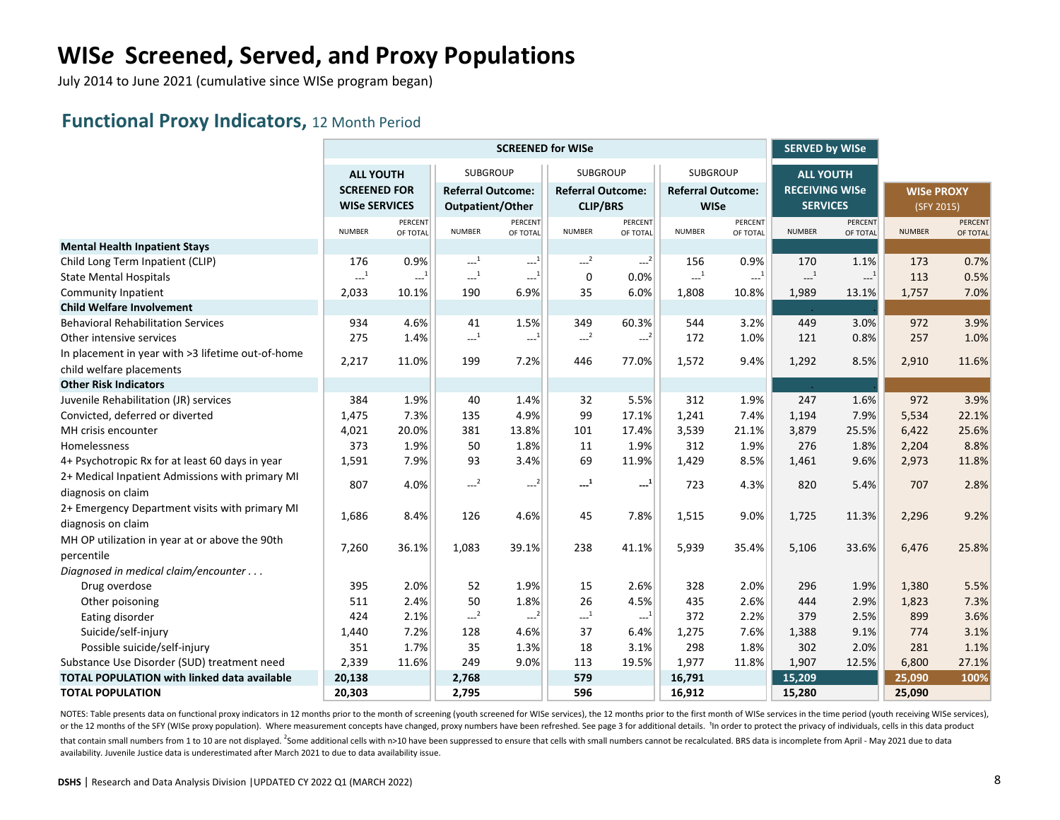# WIS*e* Screened, Served, and Proxy Populations

July 2014 to June 2021 (cumulative since WISe program began)

## Functional Proxy Indicators, 12 Month Period

| | SCREENED for WISe | | | | | | | | SERVED by WISe | | | |
|---|---|---|---|---|---|---|---|---|---|---|---|---|
| | **ALL YOUTH SCREENED FOR WISe SERVICES** | | SUBGROUP **Referral Outcome: Outpatient/Other** | | SUBGROUP **Referral Outcome: CLIP/BRS** | | SUBGROUP **Referral Outcome: WISe** | | **ALL YOUTH RECEIVING WISe SERVICES** | | **WISe PROXY** (SFY 2015) | |
| | NUMBER | PERCENT OF TOTAL | NUMBER | PERCENT OF TOTAL | NUMBER | PERCENT OF TOTAL | NUMBER | PERCENT OF TOTAL | NUMBER | PERCENT OF TOTAL | NUMBER | PERCENT OF TOTAL |
| **Mental Health Inpatient Stays** | | | | | | | | | | | | |
| Child Long Term Inpatient (CLIP) | 176 | 0.9% | ---[1] | ---[1] | ---[2] | ---[2] | 156 | 0.9% | 170 | 1.1% | 173 | 0.7% |
| State Mental Hospitals | ---[1] | ---[1] | ---[1] | ---[1] | 0 | 0.0% | ---[1] | ---[1] | ---[1] | ---[1] | 113 | 0.5% |
| Community Inpatient | 2,033 | 10.1% | 190 | 6.9% | 35 | 6.0% | 1,808 | 10.8% | 1,989 | 13.1% | 1,757 | 7.0% |
| **Child Welfare Involvement** | | | | | | | | | | | | |
| Behavioral Rehabilitation Services | 934 | 4.6% | 41 | 1.5% | 349 | 60.3% | 544 | 3.2% | 449 | 3.0% | 972 | 3.9% |
| Other intensive services | 275 | 1.4% | ---[1] | ---[1] | ---[2] | ---[2] | 172 | 1.0% | 121 | 0.8% | 257 | 1.0% |
| In placement in year with >3 lifetime out-of-home child welfare placements | 2,217 | 11.0% | 199 | 7.2% | 446 | 77.0% | 1,572 | 9.4% | 1,292 | 8.5% | 2,910 | 11.6% |
| **Other Risk Indicators** | | | | | | | | | | | | |
| Juvenile Rehabilitation (JR) services | 384 | 1.9% | 40 | 1.4% | 32 | 5.5% | 312 | 1.9% | 247 | 1.6% | 972 | 3.9% |
| Convicted, deferred or diverted | 1,475 | 7.3% | 135 | 4.9% | 99 | 17.1% | 1,241 | 7.4% | 1,194 | 7.9% | 5,534 | 22.1% |
| MH crisis encounter | 4,021 | 20.0% | 381 | 13.8% | 101 | 17.4% | 3,539 | 21.1% | 3,879 | 25.5% | 6,422 | 25.6% |
| Homelessness | 373 | 1.9% | 50 | 1.8% | 11 | 1.9% | 312 | 1.9% | 276 | 1.8% | 2,204 | 8.8% |
| 4+ Psychotropic Rx for at least 60 days in year | 1,591 | 7.9% | 93 | 3.4% | 69 | 11.9% | 1,429 | 8.5% | 1,461 | 9.6% | 2,973 | 11.8% |
| 2+ Medical Inpatient Admissions with primary MI diagnosis on claim | 807 | 4.0% | ---[2] | ---[2] | ---[1] | ---[1] | 723 | 4.3% | 820 | 5.4% | 707 | 2.8% |
| 2+ Emergency Department visits with primary MI diagnosis on claim | 1,686 | 8.4% | 126 | 4.6% | 45 | 7.8% | 1,515 | 9.0% | 1,725 | 11.3% | 2,296 | 9.2% |
| MH OP utilization in year at or above the 90th percentile | 7,260 | 36.1% | 1,083 | 39.1% | 238 | 41.1% | 5,939 | 35.4% | 5,106 | 33.6% | 6,476 | 25.8% |
| *Diagnosed in medical claim/encounter . . .* | | | | | | | | | | | | |
| Drug overdose | 395 | 2.0% | 52 | 1.9% | 15 | 2.6% | 328 | 2.0% | 296 | 1.9% | 1,380 | 5.5% |
| Other poisoning | 511 | 2.4% | 50 | 1.8% | 26 | 4.5% | 435 | 2.6% | 444 | 2.9% | 1,823 | 7.3% |
| Eating disorder | 424 | 2.1% | ---[2] | ---[2] | ---[1] | ---[1] | 372 | 2.2% | 379 | 2.5% | 899 | 3.6% |
| Suicide/self-injury | 1,440 | 7.2% | 128 | 4.6% | 37 | 6.4% | 1,275 | 7.6% | 1,388 | 9.1% | 774 | 3.1% |
| Possible suicide/self-injury | 351 | 1.7% | 35 | 1.3% | 18 | 3.1% | 298 | 1.8% | 302 | 2.0% | 281 | 1.1% |
| Substance Use Disorder (SUD) treatment need | 2,339 | 11.6% | 249 | 9.0% | 113 | 19.5% | 1,977 | 11.8% | 1,907 | 12.5% | 6,800 | 27.1% |
| **TOTAL POPULATION with linked data available** | **20,138** | | **2,768** | | **579** | | **16,791** | | **15,209** | | **25,090** | **100%** |
| **TOTAL POPULATION** | **20,303** | | **2,795** | | **596** | | **16,912** | | **15,280** | | **25,090** | |

NOTES: Table presents data on functional proxy indicators in 12 months prior to the month of screening (youth screened for WISe services), the 12 months prior to the first month of WISe services in the time period (youth receiving WISe services), or the 12 months of the SFY (WISe proxy population). Where measurement concepts have changed, proxy numbers have been refreshed. See page 3 for additional details. [1]In order to protect the privacy of individuals, cells in this data product that contain small numbers from 1 to 10 are not displayed. [2]Some additional cells with n>10 have been suppressed to ensure that cells with small numbers cannot be recalculated. BRS data is incomplete from April - May 2021 due to data availability. Juvenile Justice data is underestimated after March 2021 to due to data availability issue.

**DSHS** | Research and Data Analysis Division |UPDATED CY 2022 Q1 (MARCH 2022)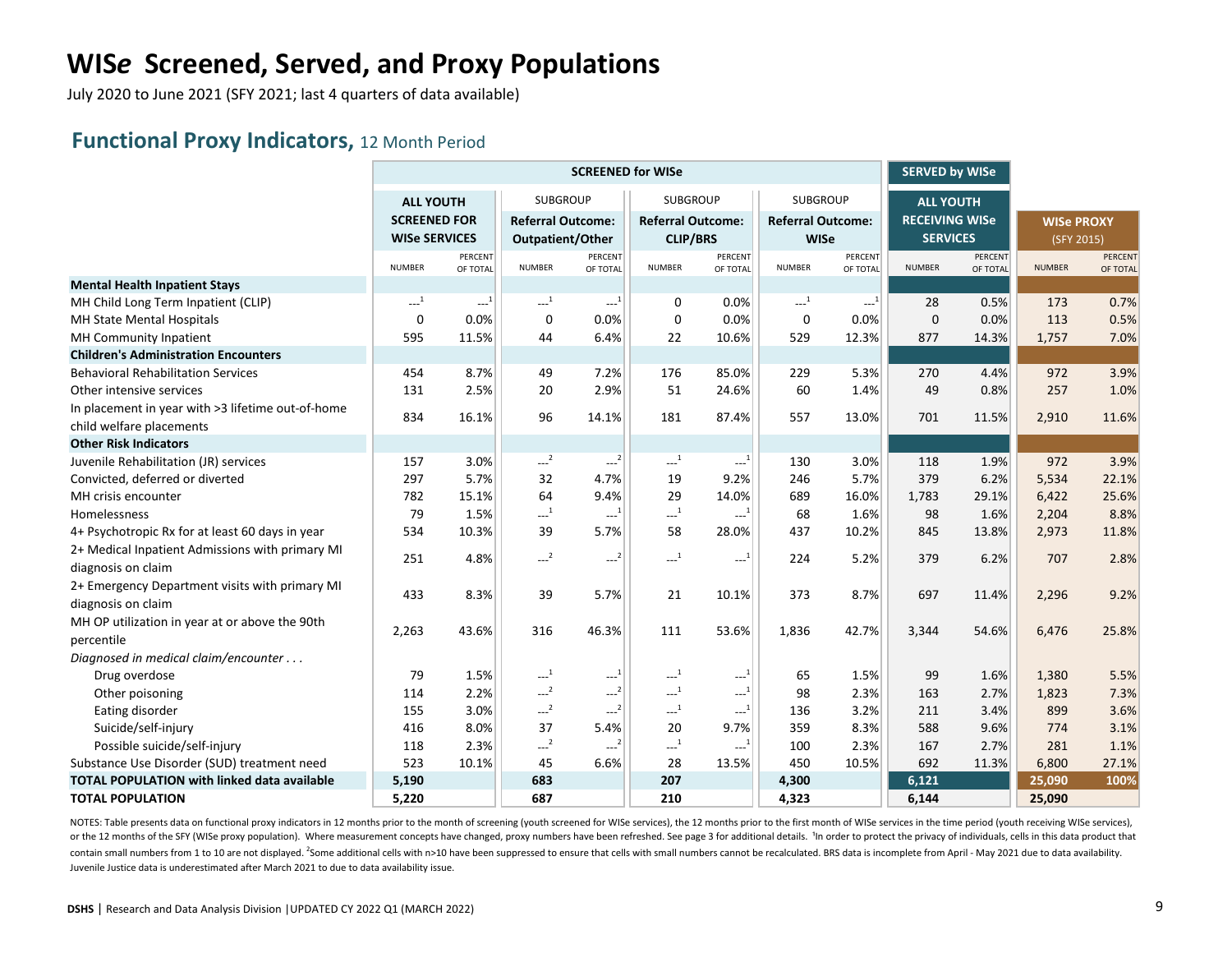# WIS*e* Screened, Served, and Proxy Populations

July 2020 to June 2021 (SFY 2021; last 4 quarters of data available)

## Functional Proxy Indicators, 12 Month Period

| | SCREENED for WISe | | | | | | | | SERVED by WISe | | | |
|---|---|---|---|---|---|---|---|---|---|---|---|---|
| | ALL YOUTH SCREENED FOR WISe SERVICES | | SUBGROUP Referral Outcome: Outpatient/Other | | SUBGROUP Referral Outcome: CLIP/BRS | | SUBGROUP Referral Outcome: WISe | | ALL YOUTH RECEIVING WISe SERVICES | | WISe PROXY (SFY 2015) | |
| | NUMBER | PERCENT OF TOTAL | NUMBER | PERCENT OF TOTAL | NUMBER | PERCENT OF TOTAL | NUMBER | PERCENT OF TOTAL | NUMBER | PERCENT OF TOTAL | NUMBER | PERCENT OF TOTAL |
| **Mental Health Inpatient Stays** | | | | | | | | | | | | |
| MH Child Long Term Inpatient (CLIP) | ---[1] | ---[1] | ---[1] | ---[1] | 0 | 0.0% | ---[1] | ---[1] | 28 | 0.5% | 173 | 0.7% |
| MH State Mental Hospitals | 0 | 0.0% | 0 | 0.0% | 0 | 0.0% | 0 | 0.0% | 0 | 0.0% | 113 | 0.5% |
| MH Community Inpatient | 595 | 11.5% | 44 | 6.4% | 22 | 10.6% | 529 | 12.3% | 877 | 14.3% | 1,757 | 7.0% |
| **Children's Administration Encounters** | | | | | | | | | | | | |
| Behavioral Rehabilitation Services | 454 | 8.7% | 49 | 7.2% | 176 | 85.0% | 229 | 5.3% | 270 | 4.4% | 972 | 3.9% |
| Other intensive services | 131 | 2.5% | 20 | 2.9% | 51 | 24.6% | 60 | 1.4% | 49 | 0.8% | 257 | 1.0% |
| In placement in year with >3 lifetime out-of-home child welfare placements | 834 | 16.1% | 96 | 14.1% | 181 | 87.4% | 557 | 13.0% | 701 | 11.5% | 2,910 | 11.6% |
| **Other Risk Indicators** | | | | | | | | | | | | |
| Juvenile Rehabilitation (JR) services | 157 | 3.0% | ---[2] | ---[2] | ---[1] | ---[1] | 130 | 3.0% | 118 | 1.9% | 972 | 3.9% |
| Convicted, deferred or diverted | 297 | 5.7% | 32 | 4.7% | 19 | 9.2% | 246 | 5.7% | 379 | 6.2% | 5,534 | 22.1% |
| MH crisis encounter | 782 | 15.1% | 64 | 9.4% | 29 | 14.0% | 689 | 16.0% | 1,783 | 29.1% | 6,422 | 25.6% |
| Homelessness | 79 | 1.5% | ---[1] | ---[1] | ---[1] | ---[1] | 68 | 1.6% | 98 | 1.6% | 2,204 | 8.8% |
| 4+ Psychotropic Rx for at least 60 days in year | 534 | 10.3% | 39 | 5.7% | 58 | 28.0% | 437 | 10.2% | 845 | 13.8% | 2,973 | 11.8% |
| 2+ Medical Inpatient Admissions with primary MI diagnosis on claim | 251 | 4.8% | ---[2] | ---[2] | ---[1] | ---[1] | 224 | 5.2% | 379 | 6.2% | 707 | 2.8% |
| 2+ Emergency Department visits with primary MI diagnosis on claim | 433 | 8.3% | 39 | 5.7% | 21 | 10.1% | 373 | 8.7% | 697 | 11.4% | 2,296 | 9.2% |
| MH OP utilization in year at or above the 90th percentile | 2,263 | 43.6% | 316 | 46.3% | 111 | 53.6% | 1,836 | 42.7% | 3,344 | 54.6% | 6,476 | 25.8% |
| *Diagnosed in medical claim/encounter . . .* | | | | | | | | | | | | |
| Drug overdose | 79 | 1.5% | ---[1] | ---[1] | ---[1] | ---[1] | 65 | 1.5% | 99 | 1.6% | 1,380 | 5.5% |
| Other poisoning | 114 | 2.2% | ---[2] | ---[2] | ---[1] | ---[1] | 98 | 2.3% | 163 | 2.7% | 1,823 | 7.3% |
| Eating disorder | 155 | 3.0% | ---[2] | ---[2] | ---[1] | ---[1] | 136 | 3.2% | 211 | 3.4% | 899 | 3.6% |
| Suicide/self-injury | 416 | 8.0% | 37 | 5.4% | 20 | 9.7% | 359 | 8.3% | 588 | 9.6% | 774 | 3.1% |
| Possible suicide/self-injury | 118 | 2.3% | ---[2] | ---[2] | ---[1] | ---[1] | 100 | 2.3% | 167 | 2.7% | 281 | 1.1% |
| Substance Use Disorder (SUD) treatment need | 523 | 10.1% | 45 | 6.6% | 28 | 13.5% | 450 | 10.5% | 692 | 11.3% | 6,800 | 27.1% |
| **TOTAL POPULATION with linked data available** | **5,190** | | **683** | | **207** | | **4,300** | | **6,121** | | **25,090** | **100%** |
| **TOTAL POPULATION** | **5,220** | | **687** | | **210** | | **4,323** | | **6,144** | | **25,090** | |

NOTES: Table presents data on functional proxy indicators in 12 months prior to the month of screening (youth screened for WISe services), the 12 months prior to the first month of WISe services in the time period (youth receiving WISe services), or the 12 months of the SFY (WISe proxy population). Where measurement concepts have changed, proxy numbers have been refreshed. See page 3 for additional details. [1]In order to protect the privacy of individuals, cells in this data product that contain small numbers from 1 to 10 are not displayed. [2]Some additional cells with n>10 have been suppressed to ensure that cells with small numbers cannot be recalculated. BRS data is incomplete from April - May 2021 due to data availability. Juvenile Justice data is underestimated after March 2021 to due to data availability issue.

**DSHS** | Research and Data Analysis Division |UPDATED CY 2022 Q1 (MARCH 2022)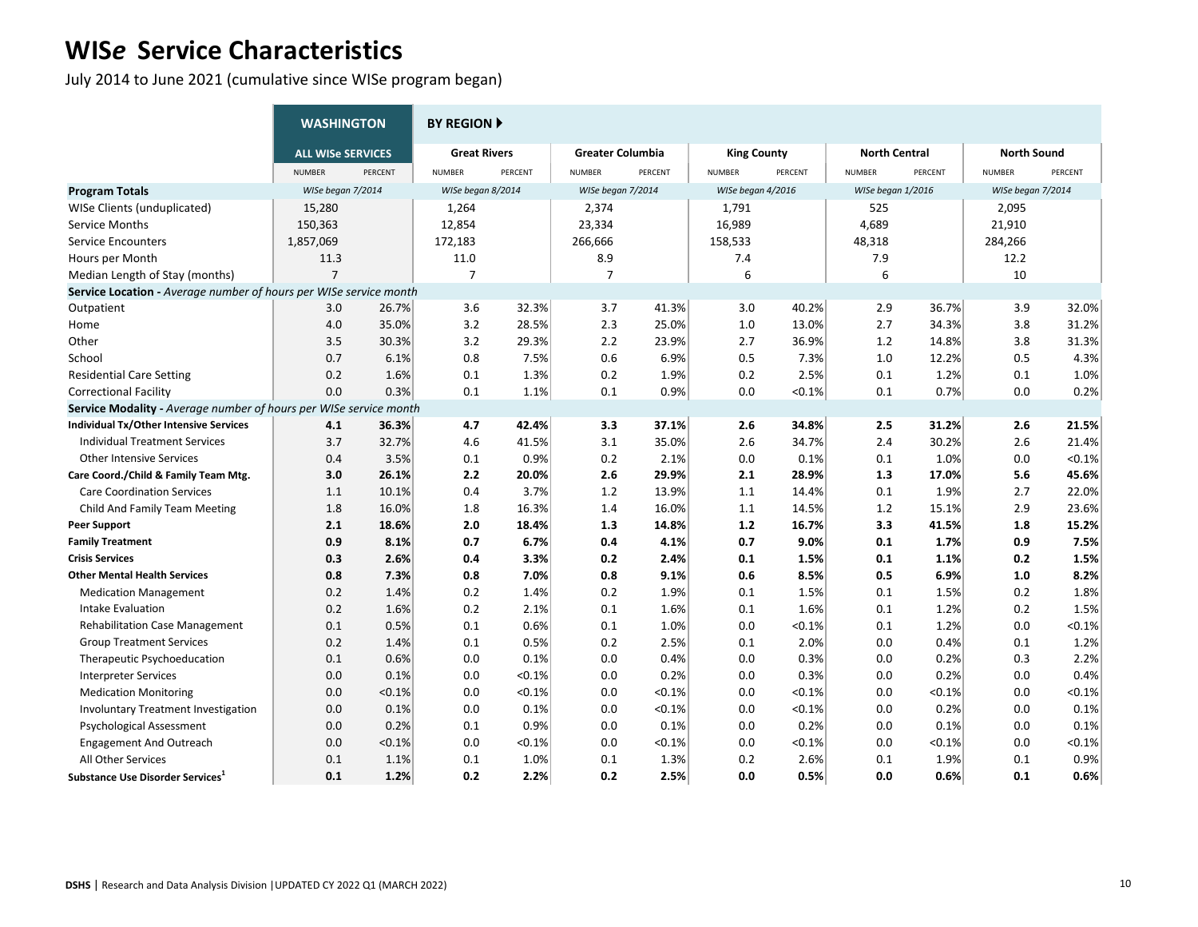# WIS*e* Service Characteristics

July 2014 to June 2021 (cumulative since WISe program began)

| | WASHINGTON | | BY REGION | | | | | | | | | |
|---|---|---|---|---|---|---|---|---|---|---|---|---|
| | ALL WISe SERVICES | | Great Rivers | | Greater Columbia | | King County | | North Central | | North Sound | |
| | NUMBER | PERCENT | NUMBER | PERCENT | NUMBER | PERCENT | NUMBER | PERCENT | NUMBER | PERCENT | NUMBER | PERCENT |
| **Program Totals** | *WISe began 7/2014* | | *WISe began 8/2014* | | *WISe began 7/2014* | | *WISe began 4/2016* | | *WISe began 1/2016* | | *WISe began 7/2014* | |
| WISe Clients (unduplicated) | 15,280 | | 1,264 | | 2,374 | | 1,791 | | 525 | | 2,095 | |
| Service Months | 150,363 | | 12,854 | | 23,334 | | 16,989 | | 4,689 | | 21,910 | |
| Service Encounters | 1,857,069 | | 172,183 | | 266,666 | | 158,533 | | 48,318 | | 284,266 | |
| Hours per Month | 11.3 | | 11.0 | | 8.9 | | 7.4 | | 7.9 | | 12.2 | |
| Median Length of Stay (months) | 7 | | 7 | | 7 | | 6 | | 6 | | 10 | |
| **Service Location -** *Average number of hours per WISe service month* | | | | | | | | | | | | |
| Outpatient | 3.0 | 26.7% | 3.6 | 32.3% | 3.7 | 41.3% | 3.0 | 40.2% | 2.9 | 36.7% | 3.9 | 32.0% |
| Home | 4.0 | 35.0% | 3.2 | 28.5% | 2.3 | 25.0% | 1.0 | 13.0% | 2.7 | 34.3% | 3.8 | 31.2% |
| Other | 3.5 | 30.3% | 3.2 | 29.3% | 2.2 | 23.9% | 2.7 | 36.9% | 1.2 | 14.8% | 3.8 | 31.3% |
| School | 0.7 | 6.1% | 0.8 | 7.5% | 0.6 | 6.9% | 0.5 | 7.3% | 1.0 | 12.2% | 0.5 | 4.3% |
| Residential Care Setting | 0.2 | 1.6% | 0.1 | 1.3% | 0.2 | 1.9% | 0.2 | 2.5% | 0.1 | 1.2% | 0.1 | 1.0% |
| Correctional Facility | 0.0 | 0.3% | 0.1 | 1.1% | 0.1 | 0.9% | 0.0 | <0.1% | 0.1 | 0.7% | 0.0 | 0.2% |
| **Service Modality -** *Average number of hours per WISe service month* | | | | | | | | | | | | |
| **Individual Tx/Other Intensive Services** | **4.1** | **36.3%** | **4.7** | **42.4%** | **3.3** | **37.1%** | **2.6** | **34.8%** | **2.5** | **31.2%** | **2.6** | **21.5%** |
| Individual Treatment Services | 3.7 | 32.7% | 4.6 | 41.5% | 3.1 | 35.0% | 2.6 | 34.7% | 2.4 | 30.2% | 2.6 | 21.4% |
| Other Intensive Services | 0.4 | 3.5% | 0.1 | 0.9% | 0.2 | 2.1% | 0.0 | 0.1% | 0.1 | 1.0% | 0.0 | <0.1% |
| **Care Coord./Child & Family Team Mtg.** | **3.0** | **26.1%** | **2.2** | **20.0%** | **2.6** | **29.9%** | **2.1** | **28.9%** | **1.3** | **17.0%** | **5.6** | **45.6%** |
| Care Coordination Services | 1.1 | 10.1% | 0.4 | 3.7% | 1.2 | 13.9% | 1.1 | 14.4% | 0.1 | 1.9% | 2.7 | 22.0% |
| Child And Family Team Meeting | 1.8 | 16.0% | 1.8 | 16.3% | 1.4 | 16.0% | 1.1 | 14.5% | 1.2 | 15.1% | 2.9 | 23.6% |
| **Peer Support** | **2.1** | **18.6%** | **2.0** | **18.4%** | **1.3** | **14.8%** | **1.2** | **16.7%** | **3.3** | **41.5%** | **1.8** | **15.2%** |
| **Family Treatment** | **0.9** | **8.1%** | **0.7** | **6.7%** | **0.4** | **4.1%** | **0.7** | **9.0%** | **0.1** | **1.7%** | **0.9** | **7.5%** |
| **Crisis Services** | **0.3** | **2.6%** | **0.4** | **3.3%** | **0.2** | **2.4%** | **0.1** | **1.5%** | **0.1** | **1.1%** | **0.2** | **1.5%** |
| **Other Mental Health Services** | **0.8** | **7.3%** | **0.8** | **7.0%** | **0.8** | **9.1%** | **0.6** | **8.5%** | **0.5** | **6.9%** | **1.0** | **8.2%** |
| Medication Management | 0.2 | 1.4% | 0.2 | 1.4% | 0.2 | 1.9% | 0.1 | 1.5% | 0.1 | 1.5% | 0.2 | 1.8% |
| Intake Evaluation | 0.2 | 1.6% | 0.2 | 2.1% | 0.1 | 1.6% | 0.1 | 1.6% | 0.1 | 1.2% | 0.2 | 1.5% |
| Rehabilitation Case Management | 0.1 | 0.5% | 0.1 | 0.6% | 0.1 | 1.0% | 0.0 | <0.1% | 0.1 | 1.2% | 0.0 | <0.1% |
| Group Treatment Services | 0.2 | 1.4% | 0.1 | 0.5% | 0.2 | 2.5% | 0.1 | 2.0% | 0.0 | 0.4% | 0.1 | 1.2% |
| Therapeutic Psychoeducation | 0.1 | 0.6% | 0.0 | 0.1% | 0.0 | 0.4% | 0.0 | 0.3% | 0.0 | 0.2% | 0.3 | 2.2% |
| Interpreter Services | 0.0 | 0.1% | 0.0 | <0.1% | 0.0 | 0.2% | 0.0 | 0.3% | 0.0 | 0.2% | 0.0 | 0.4% |
| Medication Monitoring | 0.0 | <0.1% | 0.0 | <0.1% | 0.0 | <0.1% | 0.0 | <0.1% | 0.0 | <0.1% | 0.0 | <0.1% |
| Involuntary Treatment Investigation | 0.0 | 0.1% | 0.0 | 0.1% | 0.0 | <0.1% | 0.0 | <0.1% | 0.0 | 0.2% | 0.0 | 0.1% |
| Psychological Assessment | 0.0 | 0.2% | 0.1 | 0.9% | 0.0 | 0.1% | 0.0 | 0.2% | 0.0 | 0.1% | 0.0 | 0.1% |
| Engagement And Outreach | 0.0 | <0.1% | 0.0 | <0.1% | 0.0 | <0.1% | 0.0 | <0.1% | 0.0 | <0.1% | 0.0 | <0.1% |
| All Other Services | 0.1 | 1.1% | 0.1 | 1.0% | 0.1 | 1.3% | 0.2 | 2.6% | 0.1 | 1.9% | 0.1 | 0.9% |
| **Substance Use Disorder Services**[1] | **0.1** | **1.2%** | **0.2** | **2.2%** | **0.2** | **2.5%** | **0.0** | **0.5%** | **0.0** | **0.6%** | **0.1** | **0.6%** |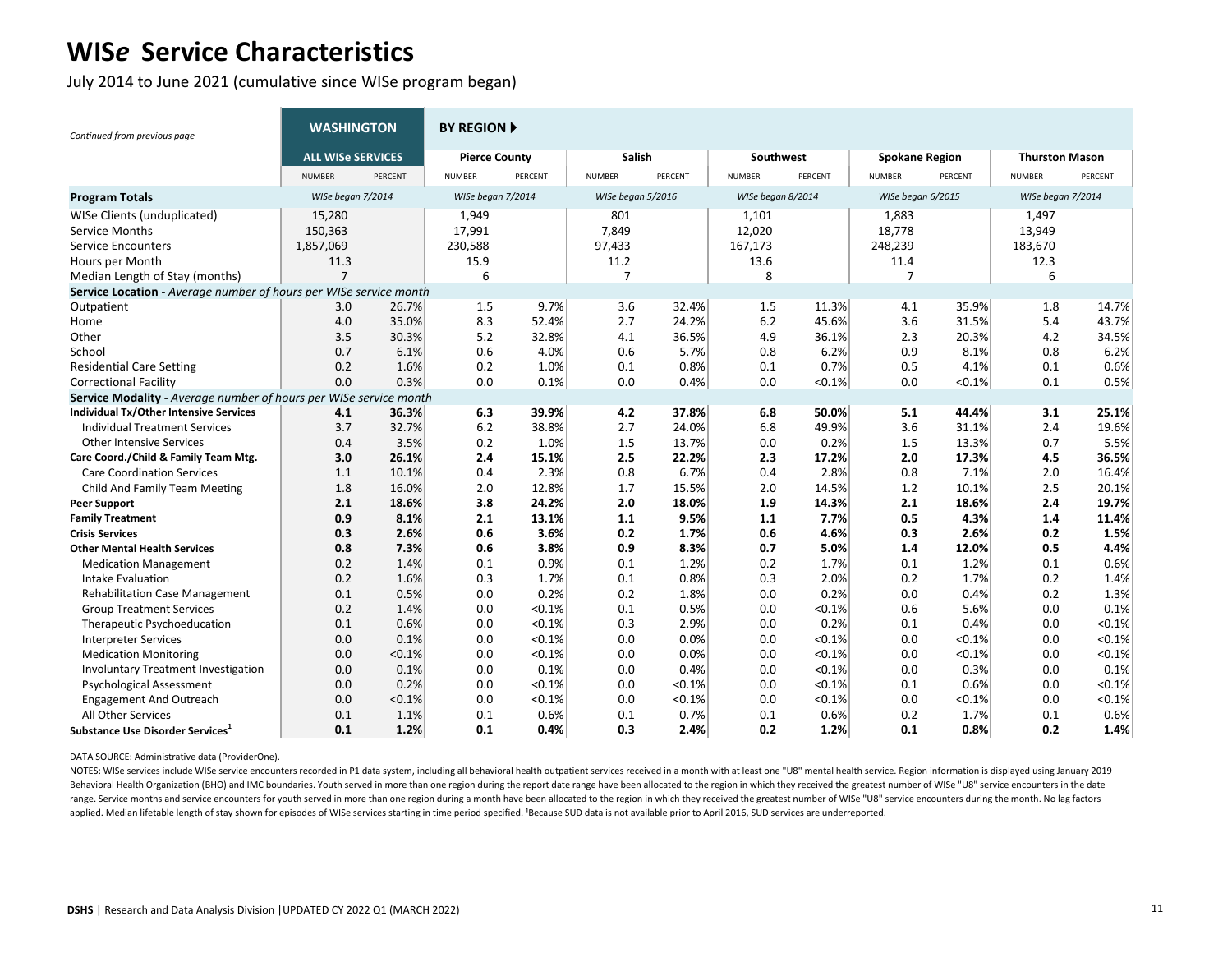# WIS*e* Service Characteristics

July 2014 to June 2021 (cumulative since WISe program began)

*Continued from previous page*

| | WASHINGTON | | BY REGION ▶ | | | | | | | | | | | |
|---|---|---|---|---|---|---|---|---|---|---|---|---|---|---|
| | ALL WISe SERVICES | | Pierce County | | Salish | | Southwest | | Spokane Region | | Thurston Mason | | | |
| | NUMBER | PERCENT | NUMBER | PERCENT | NUMBER | PERCENT | NUMBER | PERCENT | NUMBER | PERCENT | NUMBER | PERCENT | | |
| **Program Totals** | *WISe began 7/2014* | | *WISe began 7/2014* | | *WISe began 5/2016* | | *WISe began 8/2014* | | *WISe began 6/2015* | | *WISe began 7/2014* | | | |
| WISe Clients (unduplicated) | 15,280 | | 1,949 | | 801 | | 1,101 | | 1,883 | | 1,497 | | | |
| Service Months | 150,363 | | 17,991 | | 7,849 | | 12,020 | | 18,778 | | 13,949 | | | |
| Service Encounters | 1,857,069 | | 230,588 | | 97,433 | | 167,173 | | 248,239 | | 183,670 | | | |
| Hours per Month | 11.3 | | 15.9 | | 11.2 | | 13.6 | | 11.4 | | 12.3 | | | |
| Median Length of Stay (months) | 7 | | 6 | | 7 | | 8 | | 7 | | 6 | | | |
| **Service Location -** *Average number of hours per WISe service month* | | | | | | | | | | | | | | |
| Outpatient | 3.0 | 26.7% | 1.5 | 9.7% | 3.6 | 32.4% | 1.5 | 11.3% | 4.1 | 35.9% | 1.8 | 14.7% | | |
| Home | 4.0 | 35.0% | 8.3 | 52.4% | 2.7 | 24.2% | 6.2 | 45.6% | 3.6 | 31.5% | 5.4 | 43.7% | | |
| Other | 3.5 | 30.3% | 5.2 | 32.8% | 4.1 | 36.5% | 4.9 | 36.1% | 2.3 | 20.3% | 4.2 | 34.5% | | |
| School | 0.7 | 6.1% | 0.6 | 4.0% | 0.6 | 5.7% | 0.8 | 6.2% | 0.9 | 8.1% | 0.8 | 6.2% | | |
| Residential Care Setting | 0.2 | 1.6% | 0.2 | 1.0% | 0.1 | 0.8% | 0.1 | 0.7% | 0.5 | 4.1% | 0.1 | 0.6% | | |
| Correctional Facility | 0.0 | 0.3% | 0.0 | 0.1% | 0.0 | 0.4% | 0.0 | <0.1% | 0.0 | <0.1% | 0.1 | 0.5% | | |
| **Service Modality -** *Average number of hours per WISe service month* | | | | | | | | | | | | | | |
| **Individual Tx/Other Intensive Services** | **4.1** | **36.3%** | **6.3** | **39.9%** | **4.2** | **37.8%** | **6.8** | **50.0%** | **5.1** | **44.4%** | **3.1** | **25.1%** | | |
| Individual Treatment Services | 3.7 | 32.7% | 6.2 | 38.8% | 2.7 | 24.0% | 6.8 | 49.9% | 3.6 | 31.1% | 2.4 | 19.6% | | |
| Other Intensive Services | 0.4 | 3.5% | 0.2 | 1.0% | 1.5 | 13.7% | 0.0 | 0.2% | 1.5 | 13.3% | 0.7 | 5.5% | | |
| **Care Coord./Child & Family Team Mtg.** | **3.0** | **26.1%** | **2.4** | **15.1%** | **2.5** | **22.2%** | **2.3** | **17.2%** | **2.0** | **17.3%** | **4.5** | **36.5%** | | |
| Care Coordination Services | 1.1 | 10.1% | 0.4 | 2.3% | 0.8 | 6.7% | 0.4 | 2.8% | 0.8 | 7.1% | 2.0 | 16.4% | | |
| Child And Family Team Meeting | 1.8 | 16.0% | 2.0 | 12.8% | 1.7 | 15.5% | 2.0 | 14.5% | 1.2 | 10.1% | 2.5 | 20.1% | | |
| **Peer Support** | **2.1** | **18.6%** | **3.8** | **24.2%** | **2.0** | **18.0%** | **1.9** | **14.3%** | **2.1** | **18.6%** | **2.4** | **19.7%** | | |
| **Family Treatment** | **0.9** | **8.1%** | **2.1** | **13.1%** | **1.1** | **9.5%** | **1.1** | **7.7%** | **0.5** | **4.3%** | **1.4** | **11.4%** | | |
| **Crisis Services** | **0.3** | **2.6%** | **0.6** | **3.6%** | **0.2** | **1.7%** | **0.6** | **4.6%** | **0.3** | **2.6%** | **0.2** | **1.5%** | | |
| **Other Mental Health Services** | **0.8** | **7.3%** | **0.6** | **3.8%** | **0.9** | **8.3%** | **0.7** | **5.0%** | **1.4** | **12.0%** | **0.5** | **4.4%** | | |
| Medication Management | 0.2 | 1.4% | 0.1 | 0.9% | 0.1 | 1.2% | 0.2 | 1.7% | 0.1 | 1.2% | 0.1 | 0.6% | | |
| Intake Evaluation | 0.2 | 1.6% | 0.3 | 1.7% | 0.1 | 0.8% | 0.3 | 2.0% | 0.2 | 1.7% | 0.2 | 1.4% | | |
| Rehabilitation Case Management | 0.1 | 0.5% | 0.0 | 0.2% | 0.2 | 1.8% | 0.0 | 0.2% | 0.0 | 0.4% | 0.2 | 1.3% | | |
| Group Treatment Services | 0.2 | 1.4% | 0.0 | <0.1% | 0.1 | 0.5% | 0.0 | <0.1% | 0.6 | 5.6% | 0.0 | 0.1% | | |
| Therapeutic Psychoeducation | 0.1 | 0.6% | 0.0 | <0.1% | 0.3 | 2.9% | 0.0 | 0.2% | 0.1 | 0.4% | 0.0 | <0.1% | | |
| Interpreter Services | 0.0 | 0.1% | 0.0 | <0.1% | 0.0 | 0.0% | 0.0 | <0.1% | 0.0 | <0.1% | 0.0 | <0.1% | | |
| Medication Monitoring | 0.0 | <0.1% | 0.0 | <0.1% | 0.0 | 0.0% | 0.0 | <0.1% | 0.0 | <0.1% | 0.0 | <0.1% | | |
| Involuntary Treatment Investigation | 0.0 | 0.1% | 0.0 | 0.1% | 0.0 | 0.4% | 0.0 | <0.1% | 0.0 | 0.3% | 0.0 | 0.1% | | |
| Psychological Assessment | 0.0 | 0.2% | 0.0 | <0.1% | 0.0 | <0.1% | 0.0 | <0.1% | 0.1 | 0.6% | 0.0 | <0.1% | | |
| Engagement And Outreach | 0.0 | <0.1% | 0.0 | <0.1% | 0.0 | <0.1% | 0.0 | <0.1% | 0.0 | <0.1% | 0.0 | <0.1% | | |
| All Other Services | 0.1 | 1.1% | 0.1 | 0.6% | 0.1 | 0.7% | 0.1 | 0.6% | 0.2 | 1.7% | 0.1 | 0.6% | | |
| **Substance Use Disorder Services[1]** | **0.1** | **1.2%** | **0.1** | **0.4%** | **0.3** | **2.4%** | **0.2** | **1.2%** | **0.1** | **0.8%** | **0.2** | **1.4%** | | |

DATA SOURCE: Administrative data (ProviderOne).

NOTES: WISe services include WISe service encounters recorded in P1 data system, including all behavioral health outpatient services received in a month with at least one "U8" mental health service. Region information is displayed using January 2019 Behavioral Health Organization (BHO) and IMC boundaries. Youth served in more than one region during the report date range have been allocated to the region in which they received the greatest number of WISe "U8" service encounters in the date range. Service months and service encounters for youth served in more than one region during a month have been allocated to the region in which they received the greatest number of WISe "U8" service encounters during the month. No lag factors applied. Median lifetable length of stay shown for episodes of WISe services starting in time period specified. [1]Because SUD data is not available prior to April 2016, SUD services are underreported.

**DSHS** | Research and Data Analysis Division | UPDATED CY 2022 Q1 (MARCH 2022)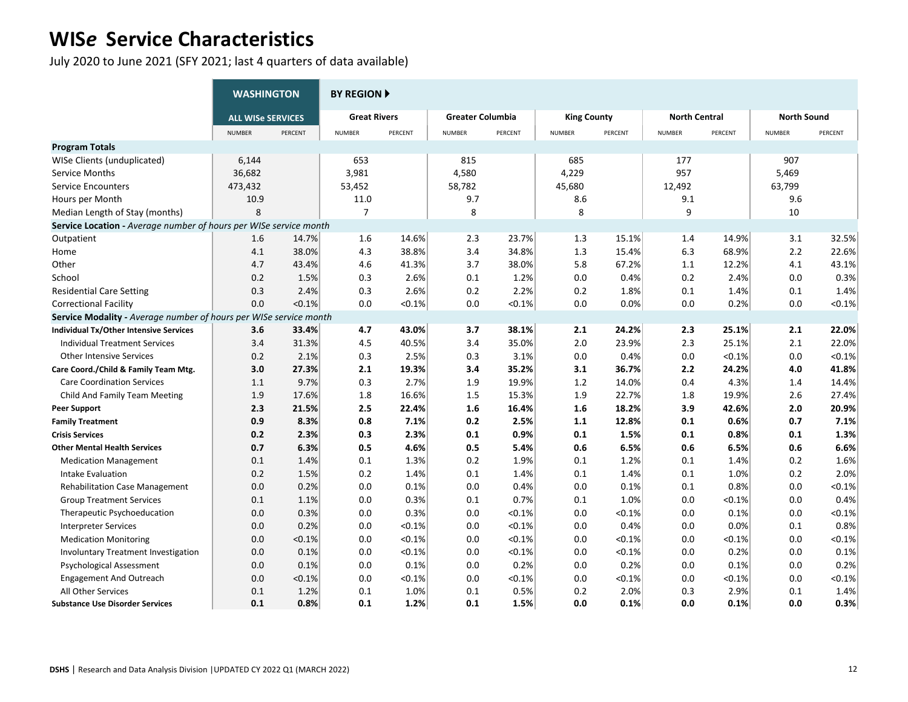# WIS*e* Service Characteristics

July 2020 to June 2021 (SFY 2021; last 4 quarters of data available)

| | WASHINGTON | | BY REGION ▶ | | | | | | | | | |
|---|---|---|---|---|---|---|---|---|---|---|---|---|
| | ALL WISe SERVICES | | Great Rivers | | Greater Columbia | | King County | | North Central | | North Sound | |
| | NUMBER | PERCENT | NUMBER | PERCENT | NUMBER | PERCENT | NUMBER | PERCENT | NUMBER | PERCENT | NUMBER | PERCENT |
| **Program Totals** | | | | | | | | | | | | |
| WISe Clients (unduplicated) | 6,144 | | 653 | | 815 | | 685 | | 177 | | 907 | |
| Service Months | 36,682 | | 3,981 | | 4,580 | | 4,229 | | 957 | | 5,469 | |
| Service Encounters | 473,432 | | 53,452 | | 58,782 | | 45,680 | | 12,492 | | 63,799 | |
| Hours per Month | 10.9 | | 11.0 | | 9.7 | | 8.6 | | 9.1 | | 9.6 | |
| Median Length of Stay (months) | 8 | | 7 | | 8 | | 8 | | 9 | | 10 | |
| **Service Location -** *Average number of hours per WISe service month* | | | | | | | | | | | | |
| Outpatient | 1.6 | 14.7% | 1.6 | 14.6% | 2.3 | 23.7% | 1.3 | 15.1% | 1.4 | 14.9% | 3.1 | 32.5% |
| Home | 4.1 | 38.0% | 4.3 | 38.8% | 3.4 | 34.8% | 1.3 | 15.4% | 6.3 | 68.9% | 2.2 | 22.6% |
| Other | 4.7 | 43.4% | 4.6 | 41.3% | 3.7 | 38.0% | 5.8 | 67.2% | 1.1 | 12.2% | 4.1 | 43.1% |
| School | 0.2 | 1.5% | 0.3 | 2.6% | 0.1 | 1.2% | 0.0 | 0.4% | 0.2 | 2.4% | 0.0 | 0.3% |
| Residential Care Setting | 0.3 | 2.4% | 0.3 | 2.6% | 0.2 | 2.2% | 0.2 | 1.8% | 0.1 | 1.4% | 0.1 | 1.4% |
| Correctional Facility | 0.0 | <0.1% | 0.0 | <0.1% | 0.0 | <0.1% | 0.0 | 0.0% | 0.0 | 0.2% | 0.0 | <0.1% |
| **Service Modality -** *Average number of hours per WISe service month* | | | | | | | | | | | | |
| **Individual Tx/Other Intensive Services** | **3.6** | **33.4%** | **4.7** | **43.0%** | **3.7** | **38.1%** | **2.1** | **24.2%** | **2.3** | **25.1%** | **2.1** | **22.0%** |
| Individual Treatment Services | 3.4 | 31.3% | 4.5 | 40.5% | 3.4 | 35.0% | 2.0 | 23.9% | 2.3 | 25.1% | 2.1 | 22.0% |
| Other Intensive Services | 0.2 | 2.1% | 0.3 | 2.5% | 0.3 | 3.1% | 0.0 | 0.4% | 0.0 | <0.1% | 0.0 | <0.1% |
| **Care Coord./Child & Family Team Mtg.** | **3.0** | **27.3%** | **2.1** | **19.3%** | **3.4** | **35.2%** | **3.1** | **36.7%** | **2.2** | **24.2%** | **4.0** | **41.8%** |
| Care Coordination Services | 1.1 | 9.7% | 0.3 | 2.7% | 1.9 | 19.9% | 1.2 | 14.0% | 0.4 | 4.3% | 1.4 | 14.4% |
| Child And Family Team Meeting | 1.9 | 17.6% | 1.8 | 16.6% | 1.5 | 15.3% | 1.9 | 22.7% | 1.8 | 19.9% | 2.6 | 27.4% |
| **Peer Support** | **2.3** | **21.5%** | **2.5** | **22.4%** | **1.6** | **16.4%** | **1.6** | **18.2%** | **3.9** | **42.6%** | **2.0** | **20.9%** |
| **Family Treatment** | **0.9** | **8.3%** | **0.8** | **7.1%** | **0.2** | **2.5%** | **1.1** | **12.8%** | **0.1** | **0.6%** | **0.7** | **7.1%** |
| **Crisis Services** | **0.2** | **2.3%** | **0.3** | **2.3%** | **0.1** | **0.9%** | **0.1** | **1.5%** | **0.1** | **0.8%** | **0.1** | **1.3%** |
| **Other Mental Health Services** | **0.7** | **6.3%** | **0.5** | **4.6%** | **0.5** | **5.4%** | **0.6** | **6.5%** | **0.6** | **6.5%** | **0.6** | **6.6%** |
| Medication Management | 0.1 | 1.4% | 0.1 | 1.3% | 0.2 | 1.9% | 0.1 | 1.2% | 0.1 | 1.4% | 0.2 | 1.6% |
| Intake Evaluation | 0.2 | 1.5% | 0.2 | 1.4% | 0.1 | 1.4% | 0.1 | 1.4% | 0.1 | 1.0% | 0.2 | 2.0% |
| Rehabilitation Case Management | 0.0 | 0.2% | 0.0 | 0.1% | 0.0 | 0.4% | 0.0 | 0.1% | 0.1 | 0.8% | 0.0 | <0.1% |
| Group Treatment Services | 0.1 | 1.1% | 0.0 | 0.3% | 0.1 | 0.7% | 0.1 | 1.0% | 0.0 | <0.1% | 0.0 | 0.4% |
| Therapeutic Psychoeducation | 0.0 | 0.3% | 0.0 | 0.3% | 0.0 | <0.1% | 0.0 | <0.1% | 0.0 | 0.1% | 0.0 | <0.1% |
| Interpreter Services | 0.0 | 0.2% | 0.0 | <0.1% | 0.0 | <0.1% | 0.0 | 0.4% | 0.0 | 0.0% | 0.1 | 0.8% |
| Medication Monitoring | 0.0 | <0.1% | 0.0 | <0.1% | 0.0 | <0.1% | 0.0 | <0.1% | 0.0 | <0.1% | 0.0 | <0.1% |
| Involuntary Treatment Investigation | 0.0 | 0.1% | 0.0 | <0.1% | 0.0 | <0.1% | 0.0 | <0.1% | 0.0 | 0.2% | 0.0 | 0.1% |
| Psychological Assessment | 0.0 | 0.1% | 0.0 | 0.1% | 0.0 | 0.2% | 0.0 | 0.2% | 0.0 | 0.1% | 0.0 | 0.2% |
| Engagement And Outreach | 0.0 | <0.1% | 0.0 | <0.1% | 0.0 | <0.1% | 0.0 | <0.1% | 0.0 | <0.1% | 0.0 | <0.1% |
| All Other Services | 0.1 | 1.2% | 0.1 | 1.0% | 0.1 | 0.5% | 0.2 | 2.0% | 0.3 | 2.9% | 0.1 | 1.4% |
| **Substance Use Disorder Services** | **0.1** | **0.8%** | **0.1** | **1.2%** | **0.1** | **1.5%** | **0.0** | **0.1%** | **0.0** | **0.1%** | **0.0** | **0.3%** |

**DSHS** | Research and Data Analysis Division | UPDATED CY 2022 Q1 (MARCH 2022)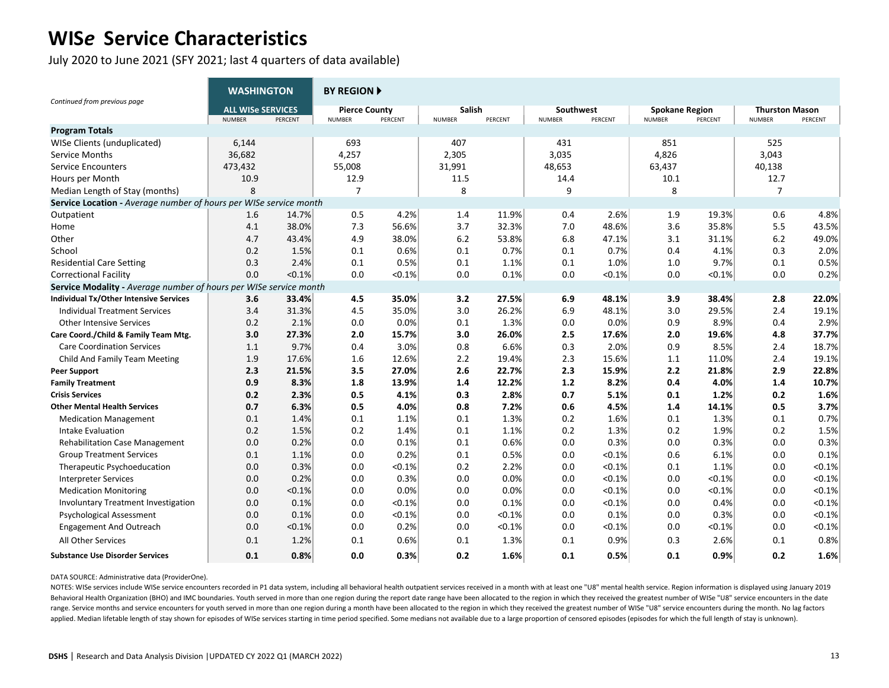# WIS*e* Service Characteristics

July 2020 to June 2021 (SFY 2021; last 4 quarters of data available)

| *Continued from previous page* | WASHINGTON | | BY REGION ▶ | | | | | | | | | |
|---|---|---|---|---|---|---|---|---|---|---|---|---|
| | ALL WISe SERVICES | | Pierce County | | Salish | | Southwest | | Spokane Region | | Thurston Mason | |
| | NUMBER | PERCENT | NUMBER | PERCENT | NUMBER | PERCENT | NUMBER | PERCENT | NUMBER | PERCENT | NUMBER | PERCENT |
| **Program Totals** | | | | | | | | | | | | |
| WISe Clients (unduplicated) | 6,144 | | 693 | | 407 | | 431 | | 851 | | 525 | |
| Service Months | 36,682 | | 4,257 | | 2,305 | | 3,035 | | 4,826 | | 3,043 | |
| Service Encounters | 473,432 | | 55,008 | | 31,991 | | 48,653 | | 63,437 | | 40,138 | |
| Hours per Month | 10.9 | | 12.9 | | 11.5 | | 14.4 | | 10.1 | | 12.7 | |
| Median Length of Stay (months) | 8 | | 7 | | 8 | | 9 | | 8 | | 7 | |
| **Service Location** - *Average number of hours per WISe service month* | | | | | | | | | | | | |
| Outpatient | 1.6 | 14.7% | 0.5 | 4.2% | 1.4 | 11.9% | 0.4 | 2.6% | 1.9 | 19.3% | 0.6 | 4.8% |
| Home | 4.1 | 38.0% | 7.3 | 56.6% | 3.7 | 32.3% | 7.0 | 48.6% | 3.6 | 35.8% | 5.5 | 43.5% |
| Other | 4.7 | 43.4% | 4.9 | 38.0% | 6.2 | 53.8% | 6.8 | 47.1% | 3.1 | 31.1% | 6.2 | 49.0% |
| School | 0.2 | 1.5% | 0.1 | 0.6% | 0.1 | 0.7% | 0.1 | 0.7% | 0.4 | 4.1% | 0.3 | 2.0% |
| Residential Care Setting | 0.3 | 2.4% | 0.1 | 0.5% | 0.1 | 1.1% | 0.1 | 1.0% | 1.0 | 9.7% | 0.1 | 0.5% |
| Correctional Facility | 0.0 | <0.1% | 0.0 | <0.1% | 0.0 | 0.1% | 0.0 | <0.1% | 0.0 | <0.1% | 0.0 | 0.2% |
| **Service Modality** - *Average number of hours per WISe service month* | | | | | | | | | | | | |
| **Individual Tx/Other Intensive Services** | **3.6** | **33.4%** | **4.5** | **35.0%** | **3.2** | **27.5%** | **6.9** | **48.1%** | **3.9** | **38.4%** | **2.8** | **22.0%** |
| Individual Treatment Services | 3.4 | 31.3% | 4.5 | 35.0% | 3.0 | 26.2% | 6.9 | 48.1% | 3.0 | 29.5% | 2.4 | 19.1% |
| Other Intensive Services | 0.2 | 2.1% | 0.0 | 0.0% | 0.1 | 1.3% | 0.0 | 0.0% | 0.9 | 8.9% | 0.4 | 2.9% |
| **Care Coord./Child & Family Team Mtg.** | **3.0** | **27.3%** | **2.0** | **15.7%** | **3.0** | **26.0%** | **2.5** | **17.6%** | **2.0** | **19.6%** | **4.8** | **37.7%** |
| Care Coordination Services | 1.1 | 9.7% | 0.4 | 3.0% | 0.8 | 6.6% | 0.3 | 2.0% | 0.9 | 8.5% | 2.4 | 18.7% |
| Child And Family Team Meeting | 1.9 | 17.6% | 1.6 | 12.6% | 2.2 | 19.4% | 2.3 | 15.6% | 1.1 | 11.0% | 2.4 | 19.1% |
| **Peer Support** | **2.3** | **21.5%** | **3.5** | **27.0%** | **2.6** | **22.7%** | **2.3** | **15.9%** | **2.2** | **21.8%** | **2.9** | **22.8%** |
| **Family Treatment** | **0.9** | **8.3%** | **1.8** | **13.9%** | **1.4** | **12.2%** | **1.2** | **8.2%** | **0.4** | **4.0%** | **1.4** | **10.7%** |
| **Crisis Services** | **0.2** | **2.3%** | **0.5** | **4.1%** | **0.3** | **2.8%** | **0.7** | **5.1%** | **0.1** | **1.2%** | **0.2** | **1.6%** |
| **Other Mental Health Services** | **0.7** | **6.3%** | **0.5** | **4.0%** | **0.8** | **7.2%** | **0.6** | **4.5%** | **1.4** | **14.1%** | **0.5** | **3.7%** |
| Medication Management | 0.1 | 1.4% | 0.1 | 1.1% | 0.1 | 1.3% | 0.2 | 1.6% | 0.1 | 1.3% | 0.1 | 0.7% |
| Intake Evaluation | 0.2 | 1.5% | 0.2 | 1.4% | 0.1 | 1.1% | 0.2 | 1.3% | 0.2 | 1.9% | 0.2 | 1.5% |
| Rehabilitation Case Management | 0.0 | 0.2% | 0.0 | 0.1% | 0.1 | 0.6% | 0.0 | 0.3% | 0.0 | 0.3% | 0.0 | 0.3% |
| Group Treatment Services | 0.1 | 1.1% | 0.0 | 0.2% | 0.1 | 0.5% | 0.0 | <0.1% | 0.6 | 6.1% | 0.0 | 0.1% |
| Therapeutic Psychoeducation | 0.0 | 0.3% | 0.0 | <0.1% | 0.2 | 2.2% | 0.0 | <0.1% | 0.1 | 1.1% | 0.0 | <0.1% |
| Interpreter Services | 0.0 | 0.2% | 0.0 | 0.3% | 0.0 | 0.0% | 0.0 | <0.1% | 0.0 | <0.1% | 0.0 | <0.1% |
| Medication Monitoring | 0.0 | <0.1% | 0.0 | 0.0% | 0.0 | 0.0% | 0.0 | <0.1% | 0.0 | <0.1% | 0.0 | <0.1% |
| Involuntary Treatment Investigation | 0.0 | 0.1% | 0.0 | <0.1% | 0.0 | 0.1% | 0.0 | <0.1% | 0.0 | 0.4% | 0.0 | <0.1% |
| Psychological Assessment | 0.0 | 0.1% | 0.0 | <0.1% | 0.0 | <0.1% | 0.0 | 0.1% | 0.0 | 0.3% | 0.0 | <0.1% |
| Engagement And Outreach | 0.0 | <0.1% | 0.0 | 0.2% | 0.0 | <0.1% | 0.0 | <0.1% | 0.0 | <0.1% | 0.0 | <0.1% |
| All Other Services | 0.1 | 1.2% | 0.1 | 0.6% | 0.1 | 1.3% | 0.1 | 0.9% | 0.3 | 2.6% | 0.1 | 0.8% |
| **Substance Use Disorder Services** | **0.1** | **0.8%** | **0.0** | **0.3%** | **0.2** | **1.6%** | **0.1** | **0.5%** | **0.1** | **0.9%** | **0.2** | **1.6%** |

DATA SOURCE: Administrative data (ProviderOne).

NOTES: WISe services include WISe service encounters recorded in P1 data system, including all behavioral health outpatient services received in a month with at least one "U8" mental health service. Region information is displayed using January 2019 Behavioral Health Organization (BHO) and IMC boundaries. Youth served in more than one region during the report date range have been allocated to the region in which they received the greatest number of WISe "U8" service encounters in the date range. Service months and service encounters for youth served in more than one region during a month have been allocated to the region in which they received the greatest number of WISe "U8" service encounters during the month. No lag factors applied. Median lifetable length of stay shown for episodes of WISe services starting in time period specified. Some medians not available due to a large proportion of censored episodes (episodes for which the full length of stay is unknown).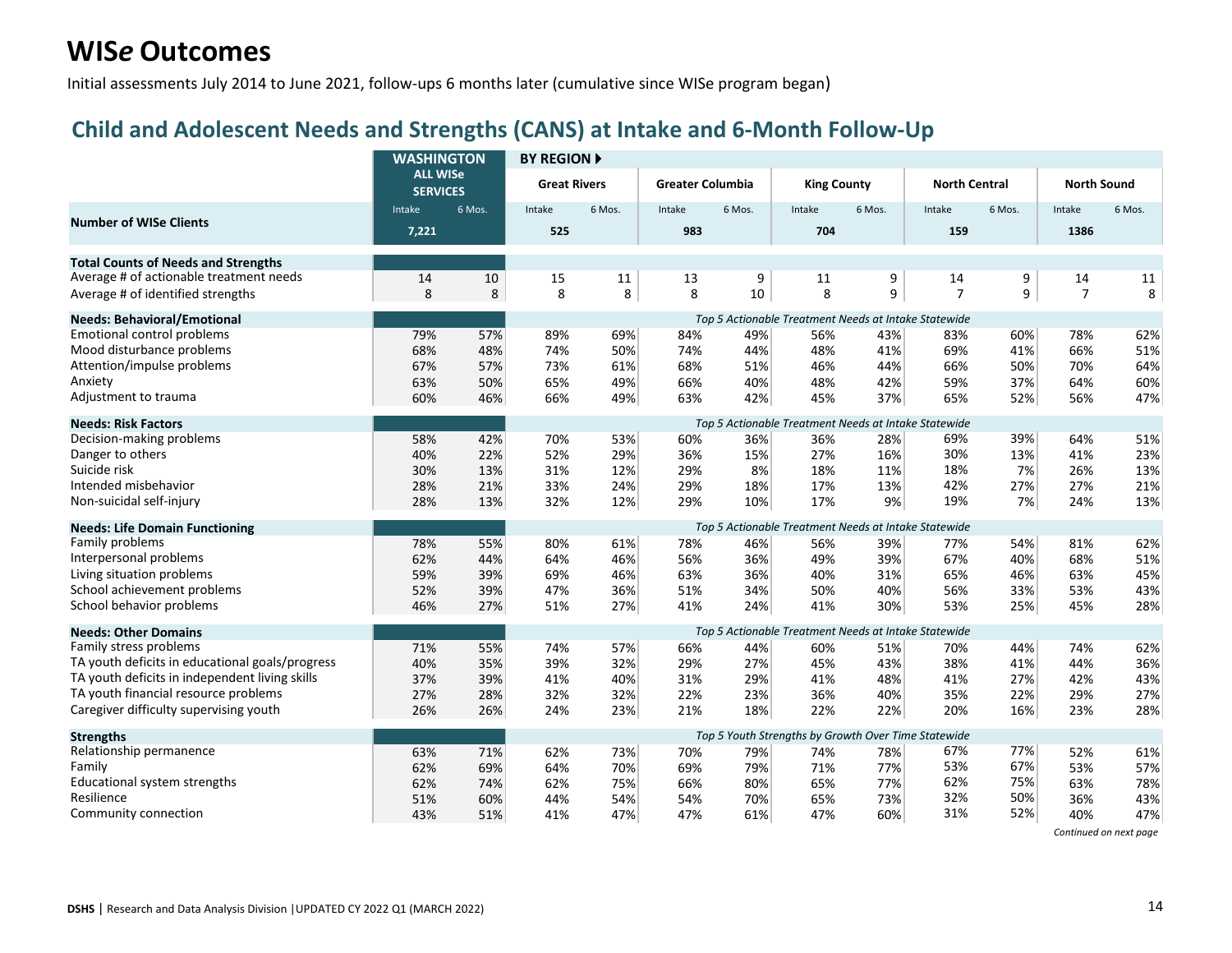# WIS*e* Outcomes

Initial assessments July 2014 to June 2021, follow-ups 6 months later (cumulative since WISe program began)

## Child and Adolescent Needs and Strengths (CANS) at Intake and 6-Month Follow-Up

| | WASHINGTON ALL WISe SERVICES | | BY REGION ▶ Great Rivers | | Greater Columbia | | King County | | North Central | | North Sound | |
|---|---|---|---|---|---|---|---|---|---|---|---|---|
| | Intake | 6 Mos. | Intake | 6 Mos. | Intake | 6 Mos. | Intake | 6 Mos. | Intake | 6 Mos. | Intake | 6 Mos. |
| **Number of WISe Clients** | 7,221 | | 525 | | 983 | | 704 | | 159 | | 1386 | |
| **Total Counts of Needs and Strengths** | | | | | | | | | | | | |
| Average # of actionable treatment needs | 14 | 10 | 15 | 11 | 13 | 9 | 11 | 9 | 14 | 9 | 14 | 11 |
| Average # of identified strengths | 8 | 8 | 8 | 8 | 8 | 10 | 8 | 9 | 7 | 9 | 7 | 8 |
| **Needs: Behavioral/Emotional** | | | *Top 5 Actionable Treatment Needs at Intake Statewide* | | | | | | | | | |
| Emotional control problems | 79% | 57% | 89% | 69% | 84% | 49% | 56% | 43% | 83% | 60% | 78% | 62% |
| Mood disturbance problems | 68% | 48% | 74% | 50% | 74% | 44% | 48% | 41% | 69% | 41% | 66% | 51% |
| Attention/impulse problems | 67% | 57% | 73% | 61% | 68% | 51% | 46% | 44% | 66% | 50% | 70% | 64% |
| Anxiety | 63% | 50% | 65% | 49% | 66% | 40% | 48% | 42% | 59% | 37% | 64% | 60% |
| Adjustment to trauma | 60% | 46% | 66% | 49% | 63% | 42% | 45% | 37% | 65% | 52% | 56% | 47% |
| **Needs: Risk Factors** | | | *Top 5 Actionable Treatment Needs at Intake Statewide* | | | | | | | | | |
| Decision-making problems | 58% | 42% | 70% | 53% | 60% | 36% | 36% | 28% | 69% | 39% | 64% | 51% |
| Danger to others | 40% | 22% | 52% | 29% | 36% | 15% | 27% | 16% | 30% | 13% | 41% | 23% |
| Suicide risk | 30% | 13% | 31% | 12% | 29% | 8% | 18% | 11% | 18% | 7% | 26% | 13% |
| Intended misbehavior | 28% | 21% | 33% | 24% | 29% | 18% | 17% | 13% | 42% | 27% | 27% | 21% |
| Non-suicidal self-injury | 28% | 13% | 32% | 12% | 29% | 10% | 17% | 9% | 19% | 7% | 24% | 13% |
| **Needs: Life Domain Functioning** | | | *Top 5 Actionable Treatment Needs at Intake Statewide* | | | | | | | | | |
| Family problems | 78% | 55% | 80% | 61% | 78% | 46% | 56% | 39% | 77% | 54% | 81% | 62% |
| Interpersonal problems | 62% | 44% | 64% | 46% | 56% | 36% | 49% | 39% | 67% | 40% | 68% | 51% |
| Living situation problems | 59% | 39% | 69% | 46% | 63% | 36% | 40% | 31% | 65% | 46% | 63% | 45% |
| School achievement problems | 52% | 39% | 47% | 36% | 51% | 34% | 50% | 40% | 56% | 33% | 53% | 43% |
| School behavior problems | 46% | 27% | 51% | 27% | 41% | 24% | 41% | 30% | 53% | 25% | 45% | 28% |
| **Needs: Other Domains** | | | *Top 5 Actionable Treatment Needs at Intake Statewide* | | | | | | | | | |
| Family stress problems | 71% | 55% | 74% | 57% | 66% | 44% | 60% | 51% | 70% | 44% | 74% | 62% |
| TA youth deficits in educational goals/progress | 40% | 35% | 39% | 32% | 29% | 27% | 45% | 43% | 38% | 41% | 44% | 36% |
| TA youth deficits in independent living skills | 37% | 39% | 41% | 40% | 31% | 29% | 41% | 48% | 41% | 27% | 42% | 43% |
| TA youth financial resource problems | 27% | 28% | 32% | 32% | 22% | 23% | 36% | 40% | 35% | 22% | 29% | 27% |
| Caregiver difficulty supervising youth | 26% | 26% | 24% | 23% | 21% | 18% | 22% | 22% | 20% | 16% | 23% | 28% |
| **Strengths** | | | *Top 5 Youth Strengths by Growth Over Time Statewide* | | | | | | | | | |
| Relationship permanence | 63% | 71% | 62% | 73% | 70% | 79% | 74% | 78% | 67% | 77% | 52% | 61% |
| Family | 62% | 69% | 64% | 70% | 69% | 79% | 71% | 77% | 53% | 67% | 53% | 57% |
| Educational system strengths | 62% | 74% | 62% | 75% | 66% | 80% | 65% | 77% | 62% | 75% | 63% | 78% |
| Resilience | 51% | 60% | 44% | 54% | 54% | 70% | 65% | 73% | 32% | 50% | 36% | 43% |
| Community connection | 43% | 51% | 41% | 47% | 47% | 61% | 47% | 60% | 31% | 52% | 40% | 47% |

*Continued on next page*

DSHS | Research and Data Analysis Division | UPDATED CY 2022 Q1 (MARCH 2022)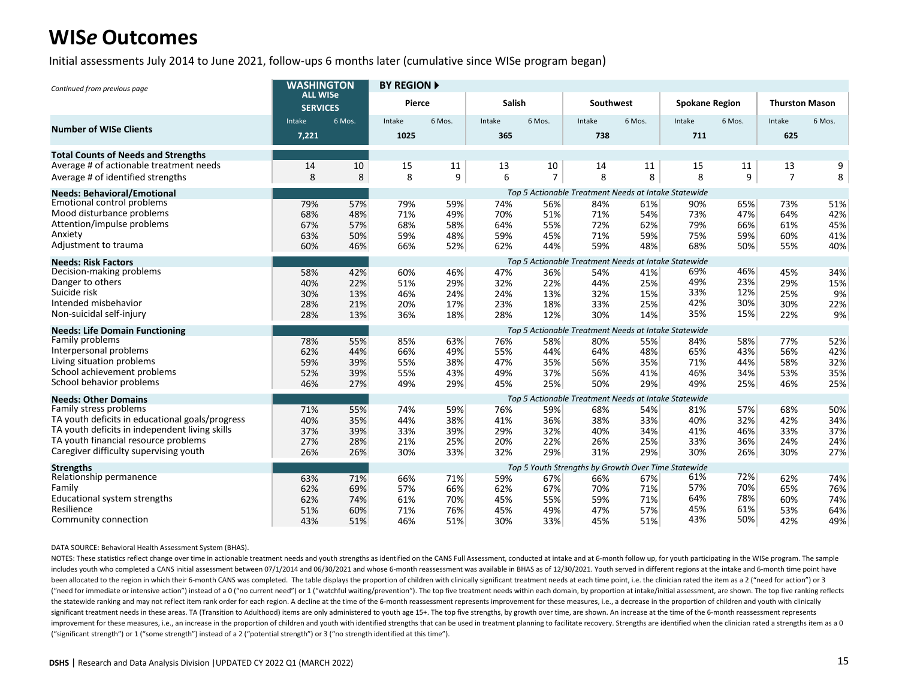# WIS*e* Outcomes

Initial assessments July 2014 to June 2021, follow-ups 6 months later (cumulative since WISe program began)

*Continued from previous page*

| | WASHINGTON ALL WISe SERVICES | | BY REGION ▶ Pierce | | Salish | | Southwest | | Spokane Region | | Thurston Mason | |
|---|---|---|---|---|---|---|---|---|---|---|---|---|
| | Intake | 6 Mos. | Intake | 6 Mos. | Intake | 6 Mos. | Intake | 6 Mos. | Intake | 6 Mos. | Intake | 6 Mos. |
| **Number of WISe Clients** | 7,221 | | 1025 | | 365 | | 738 | | 711 | | 625 | |
| **Total Counts of Needs and Strengths** | | | | | | | | | | | | |
| Average # of actionable treatment needs | 14 | 10 | 15 | 11 | 13 | 10 | 14 | 11 | 15 | 11 | 13 | 9 |
| Average # of identified strengths | 8 | 8 | 8 | 9 | 6 | 7 | 8 | 8 | 8 | 9 | 7 | 8 |
| **Needs: Behavioral/Emotional** | | | *Top 5 Actionable Treatment Needs at Intake Statewide* | | | | | | | | | |
| Emotional control problems | 79% | 57% | 79% | 59% | 74% | 56% | 84% | 61% | 90% | 65% | 73% | 51% |
| Mood disturbance problems | 68% | 48% | 71% | 49% | 70% | 51% | 71% | 54% | 73% | 47% | 64% | 42% |
| Attention/impulse problems | 67% | 57% | 68% | 58% | 64% | 55% | 72% | 62% | 79% | 66% | 61% | 45% |
| Anxiety | 63% | 50% | 59% | 48% | 59% | 45% | 71% | 59% | 75% | 59% | 60% | 41% |
| Adjustment to trauma | 60% | 46% | 66% | 52% | 62% | 44% | 59% | 48% | 68% | 50% | 55% | 40% |
| **Needs: Risk Factors** | | | *Top 5 Actionable Treatment Needs at Intake Statewide* | | | | | | | | | |
| Decision-making problems | 58% | 42% | 60% | 46% | 47% | 36% | 54% | 41% | 69% | 46% | 45% | 34% |
| Danger to others | 40% | 22% | 51% | 29% | 32% | 22% | 44% | 25% | 49% | 23% | 29% | 15% |
| Suicide risk | 30% | 13% | 46% | 24% | 24% | 13% | 32% | 15% | 33% | 12% | 25% | 9% |
| Intended misbehavior | 28% | 21% | 20% | 17% | 23% | 18% | 33% | 25% | 42% | 30% | 30% | 22% |
| Non-suicidal self-injury | 28% | 13% | 36% | 18% | 28% | 12% | 30% | 14% | 35% | 15% | 22% | 9% |
| **Needs: Life Domain Functioning** | | | *Top 5 Actionable Treatment Needs at Intake Statewide* | | | | | | | | | |
| Family problems | 78% | 55% | 85% | 63% | 76% | 58% | 80% | 55% | 84% | 58% | 77% | 52% |
| Interpersonal problems | 62% | 44% | 66% | 49% | 55% | 44% | 64% | 48% | 65% | 43% | 56% | 42% |
| Living situation problems | 59% | 39% | 55% | 38% | 47% | 35% | 56% | 35% | 71% | 44% | 58% | 32% |
| School achievement problems | 52% | 39% | 55% | 43% | 49% | 37% | 56% | 41% | 46% | 34% | 53% | 35% |
| School behavior problems | 46% | 27% | 49% | 29% | 45% | 25% | 50% | 29% | 49% | 25% | 46% | 25% |
| **Needs: Other Domains** | | | *Top 5 Actionable Treatment Needs at Intake Statewide* | | | | | | | | | |
| Family stress problems | 71% | 55% | 74% | 59% | 76% | 59% | 68% | 54% | 81% | 57% | 68% | 50% |
| TA youth deficits in educational goals/progress | 40% | 35% | 44% | 38% | 41% | 36% | 38% | 33% | 40% | 32% | 42% | 34% |
| TA youth deficits in independent living skills | 37% | 39% | 33% | 39% | 29% | 32% | 40% | 34% | 41% | 46% | 33% | 37% |
| TA youth financial resource problems | 27% | 28% | 21% | 25% | 20% | 22% | 26% | 25% | 33% | 36% | 24% | 24% |
| Caregiver difficulty supervising youth | 26% | 26% | 30% | 33% | 32% | 29% | 31% | 29% | 30% | 26% | 30% | 27% |
| **Strengths** | | | *Top 5 Youth Strengths by Growth Over Time Statewide* | | | | | | | | | |
| Relationship permanence | 63% | 71% | 66% | 71% | 59% | 67% | 66% | 67% | 61% | 72% | 62% | 74% |
| Family | 62% | 69% | 57% | 66% | 62% | 67% | 70% | 71% | 57% | 70% | 65% | 76% |
| Educational system strengths | 62% | 74% | 61% | 70% | 45% | 55% | 59% | 71% | 64% | 78% | 60% | 74% |
| Resilience | 51% | 60% | 71% | 76% | 45% | 49% | 47% | 57% | 45% | 61% | 53% | 64% |
| Community connection | 43% | 51% | 46% | 51% | 30% | 33% | 45% | 51% | 43% | 50% | 42% | 49% |

DATA SOURCE: Behavioral Health Assessment System (BHAS).

NOTES: These statistics reflect change over time in actionable treatment needs and youth strengths as identified on the CANS Full Assessment, conducted at intake and at 6-month follow up, for youth participating in the WISe program. The sample includes youth who completed a CANS initial assessment between 07/1/2014 and 06/30/2021 and whose 6-month reassessment was available in BHAS as of 12/30/2021. Youth served in different regions at the intake and 6-month time point have been allocated to the region in which their 6-month CANS was completed. The table displays the proportion of children with clinically significant treatment needs at each time point, i.e. the clinician rated the item as a 2 ("need for action") or 3 ("need for immediate or intensive action") instead of a 0 ("no current need") or 1 ("watchful waiting/prevention"). The top five treatment needs within each domain, by proportion at intake/initial assessment, are shown. The top five ranking reflects the statewide ranking and may not reflect item rank order for each region. A decline at the time of the 6-month reassessment represents improvement for these measures, i.e., a decrease in the proportion of children and youth with clinically significant treatment needs in these areas. TA (Transition to Adulthood) items are only administered to youth age 15+. The top five strengths, by growth over time, are shown. An increase at the time of the 6-month reassessment represents improvement for these measures, i.e., an increase in the proportion of children and youth with identified strengths that can be used in treatment planning to facilitate recovery. Strengths are identified when the clinician rated a strengths item as a 0 ("significant strength") or 1 ("some strength") instead of a 2 ("potential strength") or 3 ("no strength identified at this time").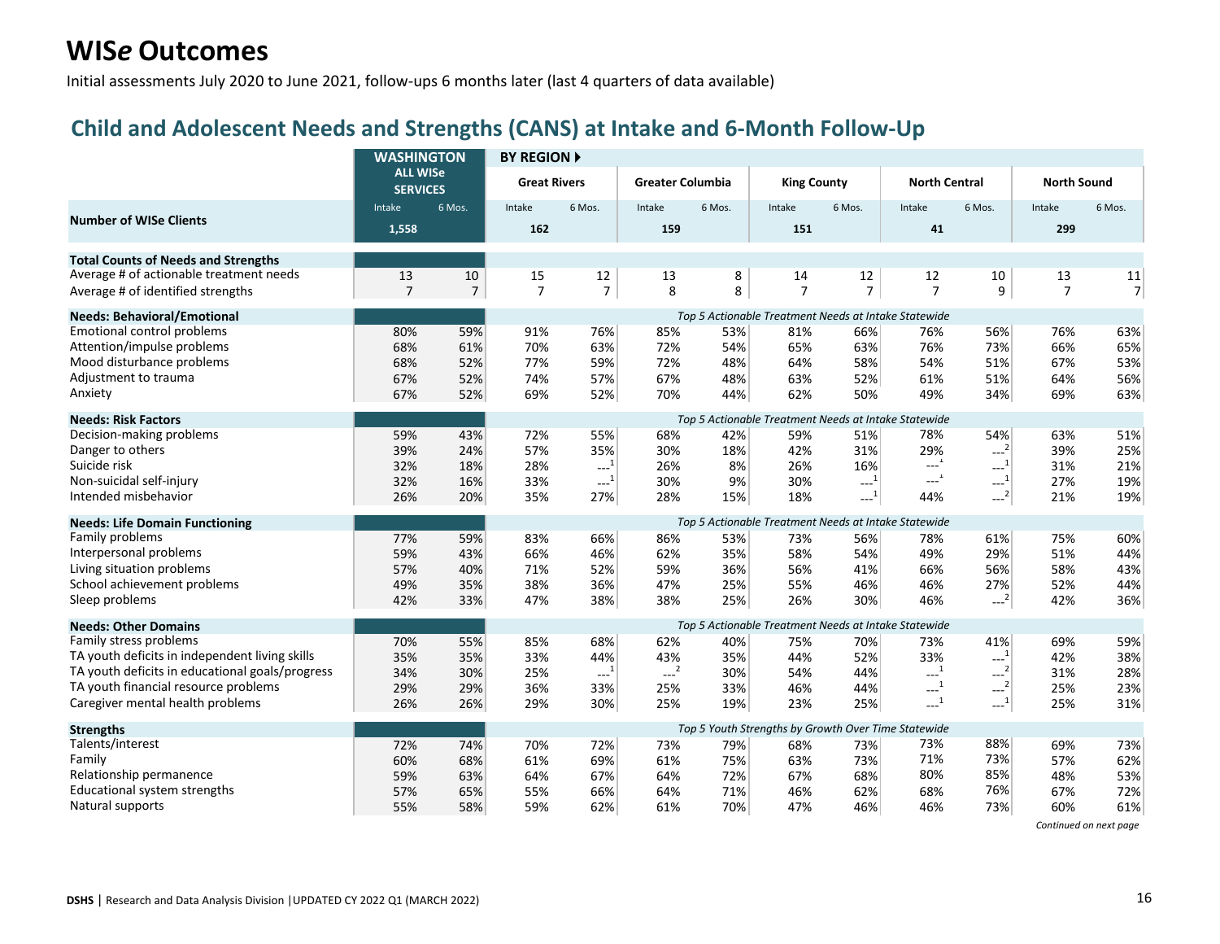# WISe Outcomes

Initial assessments July 2020 to June 2021, follow-ups 6 months later (last 4 quarters of data available)

## Child and Adolescent Needs and Strengths (CANS) at Intake and 6-Month Follow-Up

| | WASHINGTON ALL WISe SERVICES | | BY REGION ▶ Great Rivers | | Greater Columbia | | King County | | North Central | | North Sound | |
|---|---|---|---|---|---|---|---|---|---|---|---|---|
| | Intake | 6 Mos. | Intake | 6 Mos. | Intake | 6 Mos. | Intake | 6 Mos. | Intake | 6 Mos. | Intake | 6 Mos. |
| **Number of WISe Clients** | 1,558 | | 162 | | 159 | | 151 | | 41 | | 299 | |
| **Total Counts of Needs and Strengths** | | | | | | | | | | | | |
| Average # of actionable treatment needs | 13 | 10 | 15 | 12 | 13 | 8 | 14 | 12 | 12 | 10 | 13 | 11 |
| Average # of identified strengths | 7 | 7 | 7 | 7 | 8 | 8 | 7 | 7 | 7 | 9 | 7 | 7 |
| **Needs: Behavioral/Emotional** | | | *Top 5 Actionable Treatment Needs at Intake Statewide* | | | | | | | | | |
| Emotional control problems | 80% | 59% | 91% | 76% | 85% | 53% | 81% | 66% | 76% | 56% | 76% | 63% |
| Attention/impulse problems | 68% | 61% | 70% | 63% | 72% | 54% | 65% | 63% | 76% | 73% | 66% | 65% |
| Mood disturbance problems | 68% | 52% | 77% | 59% | 72% | 48% | 64% | 58% | 54% | 51% | 67% | 53% |
| Adjustment to trauma | 67% | 52% | 74% | 57% | 67% | 48% | 63% | 52% | 61% | 51% | 64% | 56% |
| Anxiety | 67% | 52% | 69% | 52% | 70% | 44% | 62% | 50% | 49% | 34% | 69% | 63% |
| **Needs: Risk Factors** | | | *Top 5 Actionable Treatment Needs at Intake Statewide* | | | | | | | | | |
| Decision-making problems | 59% | 43% | 72% | 55% | 68% | 42% | 59% | 51% | 78% | 54% | 63% | 51% |
| Danger to others | 39% | 24% | 57% | 35% | 30% | 18% | 42% | 31% | 29% | ---[2] | 39% | 25% |
| Suicide risk | 32% | 18% | 28% | ---[1] | 26% | 8% | 26% | 16% | ---[1] | ---[1] | 31% | 21% |
| Non-suicidal self-injury | 32% | 16% | 33% | ---[1] | 30% | 9% | 30% | ---[1] | ---[1] | ---[1] | 27% | 19% |
| Intended misbehavior | 26% | 20% | 35% | 27% | 28% | 15% | 18% | ---[1] | 44% | ---[2] | 21% | 19% |
| **Needs: Life Domain Functioning** | | | *Top 5 Actionable Treatment Needs at Intake Statewide* | | | | | | | | | |
| Family problems | 77% | 59% | 83% | 66% | 86% | 53% | 73% | 56% | 78% | 61% | 75% | 60% |
| Interpersonal problems | 59% | 43% | 66% | 46% | 62% | 35% | 58% | 54% | 49% | 29% | 51% | 44% |
| Living situation problems | 57% | 40% | 71% | 52% | 59% | 36% | 56% | 41% | 66% | 56% | 58% | 43% |
| School achievement problems | 49% | 35% | 38% | 36% | 47% | 25% | 55% | 46% | 46% | 27% | 52% | 44% |
| Sleep problems | 42% | 33% | 47% | 38% | 38% | 25% | 26% | 30% | 46% | ---[2] | 42% | 36% |
| **Needs: Other Domains** | | | *Top 5 Actionable Treatment Needs at Intake Statewide* | | | | | | | | | |
| Family stress problems | 70% | 55% | 85% | 68% | 62% | 40% | 75% | 70% | 73% | 41% | 69% | 59% |
| TA youth deficits in independent living skills | 35% | 35% | 33% | 44% | 43% | 35% | 44% | 52% | 33% | ---[1] | 42% | 38% |
| TA youth deficits in educational goals/progress | 34% | 30% | 25% | ---[1] | ---[2] | 30% | 54% | 44% | ---[1] | ---[2] | 31% | 28% |
| TA youth financial resource problems | 29% | 29% | 36% | 33% | 25% | 33% | 46% | 44% | ---[1] | ---[2] | 25% | 23% |
| Caregiver mental health problems | 26% | 26% | 29% | 30% | 25% | 19% | 23% | 25% | ---[1] | ---[1] | 25% | 31% |
| **Strengths** | | | *Top 5 Youth Strengths by Growth Over Time Statewide* | | | | | | | | | |
| Talents/interest | 72% | 74% | 70% | 72% | 73% | 79% | 68% | 73% | 73% | 88% | 69% | 73% |
| Family | 60% | 68% | 61% | 69% | 61% | 75% | 63% | 73% | 71% | 73% | 57% | 62% |
| Relationship permanence | 59% | 63% | 64% | 67% | 64% | 72% | 67% | 68% | 80% | 85% | 48% | 53% |
| Educational system strengths | 57% | 65% | 55% | 66% | 64% | 71% | 46% | 62% | 68% | 76% | 67% | 72% |
| Natural supports | 55% | 58% | 59% | 62% | 61% | 70% | 47% | 46% | 46% | 73% | 60% | 61% |

*Continued on next page*

**DSHS** | Research and Data Analysis Division | UPDATED CY 2022 Q1 (MARCH 2022)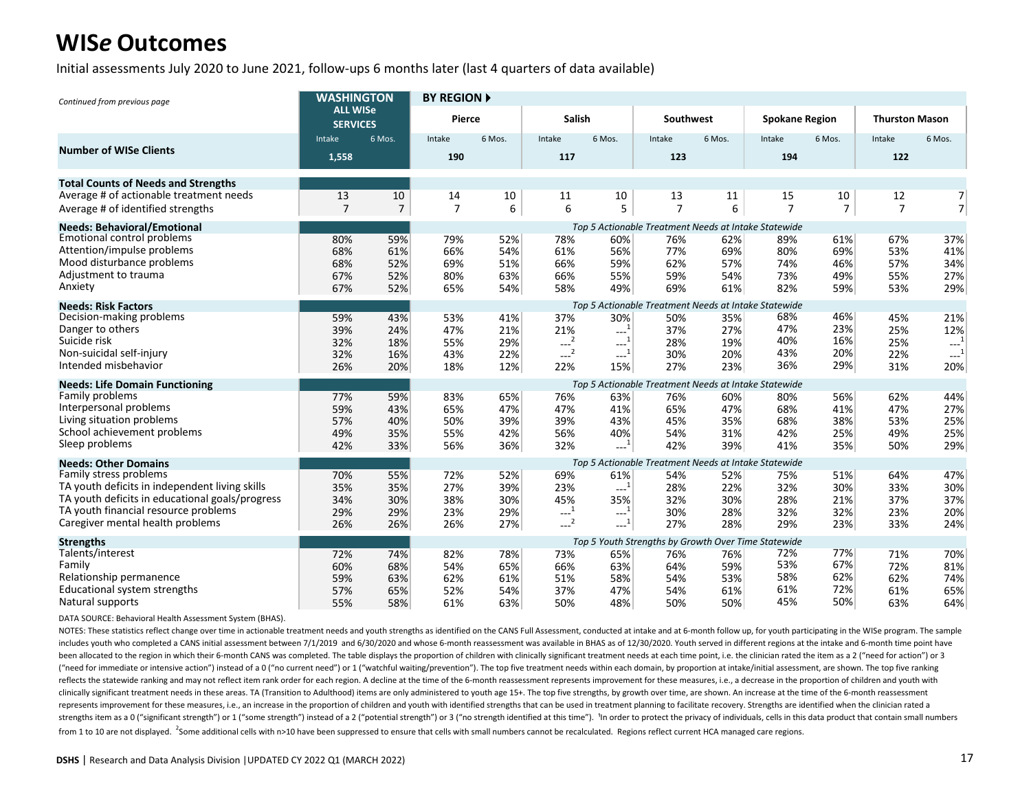# WIS*e* Outcomes

Initial assessments July 2020 to June 2021, follow-ups 6 months later (last 4 quarters of data available)

*Continued from previous page*

| | WASHINGTON ALL WISe SERVICES | | BY REGION ▶ Pierce | | Salish | | Southwest | | Spokane Region | | Thurston Mason | |
|---|---|---|---|---|---|---|---|---|---|---|---|---|
| | Intake | 6 Mos. | Intake | 6 Mos. | Intake | 6 Mos. | Intake | 6 Mos. | Intake | 6 Mos. | Intake | 6 Mos. |
| **Number of WISe Clients** | 1,558 | | 190 | | 117 | | 123 | | 194 | | 122 | |
| **Total Counts of Needs and Strengths** | | | | | | | | | | | | |
| Average # of actionable treatment needs | 13 | 10 | 14 | 10 | 11 | 10 | 13 | 11 | 15 | 10 | 12 | 7 |
| Average # of identified strengths | 7 | 7 | 7 | 6 | 6 | 5 | 7 | 6 | 7 | 7 | 7 | 7 |
| **Needs: Behavioral/Emotional** | | | *Top 5 Actionable Treatment Needs at Intake Statewide* | | | | | | | | | |
| Emotional control problems | 80% | 59% | 79% | 52% | 78% | 60% | 76% | 62% | 89% | 61% | 67% | 37% |
| Attention/impulse problems | 68% | 61% | 66% | 54% | 61% | 56% | 77% | 69% | 80% | 69% | 53% | 41% |
| Mood disturbance problems | 68% | 52% | 69% | 51% | 66% | 59% | 62% | 57% | 74% | 46% | 57% | 34% |
| Adjustment to trauma | 67% | 52% | 80% | 63% | 66% | 55% | 59% | 54% | 73% | 49% | 55% | 27% |
| Anxiety | 67% | 52% | 65% | 54% | 58% | 49% | 69% | 61% | 82% | 59% | 53% | 29% |
| **Needs: Risk Factors** | | | *Top 5 Actionable Treatment Needs at Intake Statewide* | | | | | | | | | |
| Decision-making problems | 59% | 43% | 53% | 41% | 37% | 30% | 50% | 35% | 68% | 46% | 45% | 21% |
| Danger to others | 39% | 24% | 47% | 21% | 21% | ---[1] | 37% | 27% | 47% | 23% | 25% | 12% |
| Suicide risk | 32% | 18% | 55% | 29% | ---[2] | ---[1] | 28% | 19% | 40% | 16% | 25% | ---[1] |
| Non-suicidal self-injury | 32% | 16% | 43% | 22% | ---[2] | ---[1] | 30% | 20% | 43% | 20% | 22% | ---[1] |
| Intended misbehavior | 26% | 20% | 18% | 12% | 22% | 15% | 27% | 23% | 36% | 29% | 31% | 20% |
| **Needs: Life Domain Functioning** | | | *Top 5 Actionable Treatment Needs at Intake Statewide* | | | | | | | | | |
| Family problems | 77% | 59% | 83% | 65% | 76% | 63% | 76% | 60% | 80% | 56% | 62% | 44% |
| Interpersonal problems | 59% | 43% | 65% | 47% | 47% | 41% | 65% | 47% | 68% | 41% | 47% | 27% |
| Living situation problems | 57% | 40% | 50% | 39% | 39% | 43% | 45% | 35% | 68% | 38% | 53% | 25% |
| School achievement problems | 49% | 35% | 55% | 42% | 56% | 40% | 54% | 31% | 42% | 25% | 49% | 25% |
| Sleep problems | 42% | 33% | 56% | 36% | 32% | ---[1] | 42% | 39% | 41% | 35% | 50% | 29% |
| **Needs: Other Domains** | | | *Top 5 Actionable Treatment Needs at Intake Statewide* | | | | | | | | | |
| Family stress problems | 70% | 55% | 72% | 52% | 69% | 61% | 54% | 52% | 75% | 51% | 64% | 47% |
| TA youth deficits in independent living skills | 35% | 35% | 27% | 39% | 23% | ---[1] | 28% | 22% | 32% | 30% | 33% | 30% |
| TA youth deficits in educational goals/progress | 34% | 30% | 38% | 30% | 45% | 35% | 32% | 30% | 28% | 21% | 37% | 37% |
| TA youth financial resource problems | 29% | 29% | 23% | 29% | ---[1] | ---[1] | 30% | 28% | 32% | 32% | 23% | 20% |
| Caregiver mental health problems | 26% | 26% | 26% | 27% | ---[2] | ---[1] | 27% | 28% | 29% | 23% | 33% | 24% |
| **Strengths** | | | *Top 5 Youth Strengths by Growth Over Time Statewide* | | | | | | | | | |
| Talents/interest | 72% | 74% | 82% | 78% | 73% | 65% | 76% | 76% | 72% | 77% | 71% | 70% |
| Family | 60% | 68% | 54% | 65% | 66% | 63% | 64% | 59% | 53% | 67% | 72% | 81% |
| Relationship permanence | 59% | 63% | 62% | 61% | 51% | 58% | 54% | 53% | 58% | 62% | 62% | 74% |
| Educational system strengths | 57% | 65% | 52% | 54% | 37% | 47% | 54% | 61% | 61% | 72% | 61% | 65% |
| Natural supports | 55% | 58% | 61% | 63% | 50% | 48% | 50% | 50% | 45% | 50% | 63% | 64% |

DATA SOURCE: Behavioral Health Assessment System (BHAS).

NOTES: These statistics reflect change over time in actionable treatment needs and youth strengths as identified on the CANS Full Assessment, conducted at intake and at 6-month follow up, for youth participating in the WISe program. The sample includes youth who completed a CANS initial assessment between 7/1/2019 and 6/30/2020 and whose 6-month reassessment was available in BHAS as of 12/30/2020. Youth served in different regions at the intake and 6-month time point have been allocated to the region in which their 6-month CANS was completed. The table displays the proportion of children with clinically significant treatment needs at each time point, i.e. the clinician rated the item as a 2 ("need for action") or 3 ("need for immediate or intensive action") instead of a 0 ("no current need") or 1 ("watchful waiting/prevention"). The top five treatment needs within each domain, by proportion at intake/initial assessment, are shown. The top five ranking reflects the statewide ranking and may not reflect item rank order for each region. A decline at the time of the 6-month reassessment represents improvement for these measures, i.e., a decrease in the proportion of children and youth with clinically significant treatment needs in these areas. TA (Transition to Adulthood) items are only administered to youth age 15+. The top five strengths, by growth over time, are shown. An increase at the time of the 6-month reassessment represents improvement for these measures, i.e., an increase in the proportion of children and youth with identified strengths that can be used in treatment planning to facilitate recovery. Strengths are identified when the clinician rated a strengths item as a 0 ("significant strength") or 1 ("some strength") instead of a 2 ("potential strength") or 3 ("no strength identified at this time"). [1]In order to protect the privacy of individuals, cells in this data product that contain small numbers from 1 to 10 are not displayed. [2]Some additional cells with n>10 have been suppressed to ensure that cells with small numbers cannot be recalculated. Regions reflect current HCA managed care regions.

**DSHS** | Research and Data Analysis Division | UPDATED CY 2022 Q1 (MARCH 2022)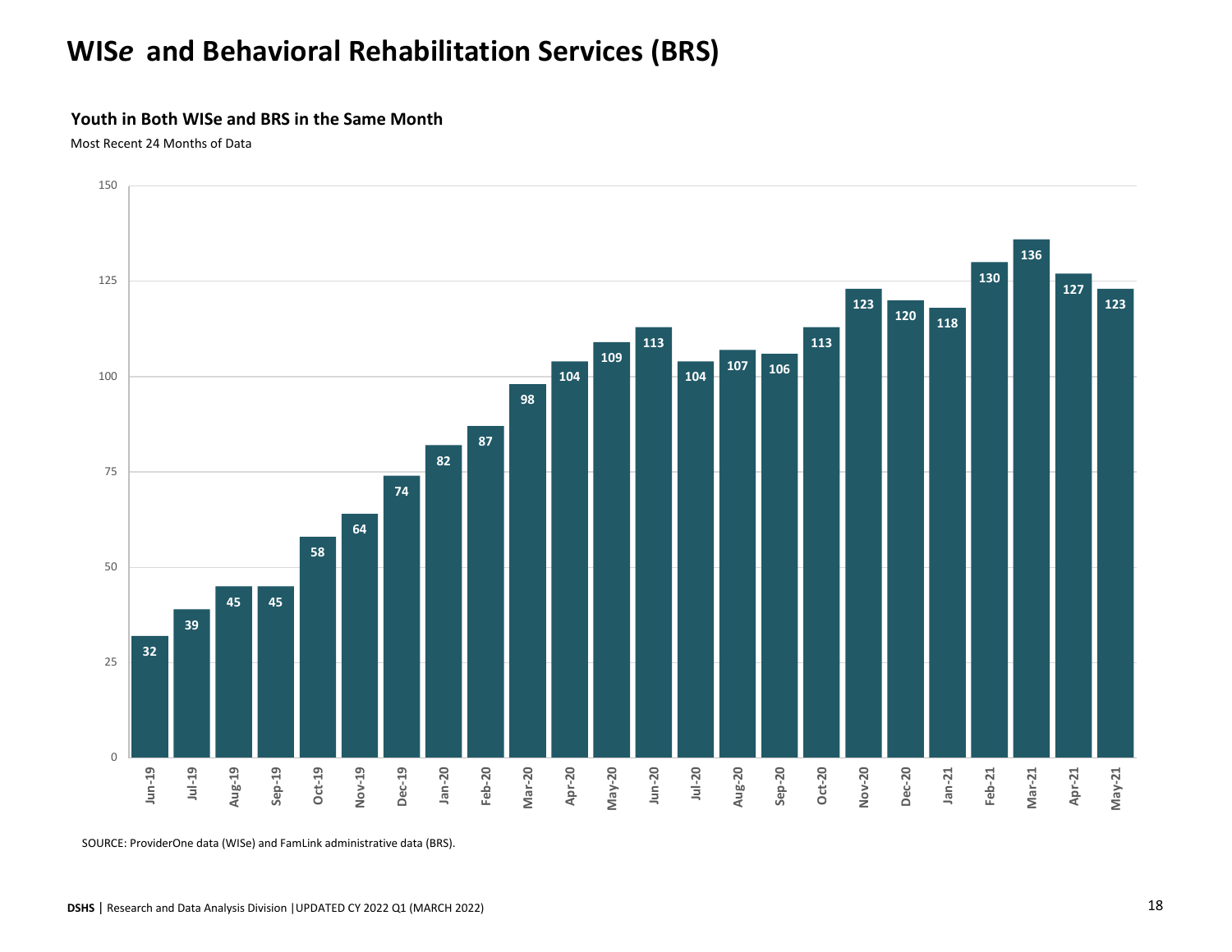# WIS*e* and Behavioral Rehabilitation Services (BRS)

**Youth in Both WISe and BRS in the Same Month**

Most Recent 24 Months of Data

| Month | Youth |
|---|---|
| Jun-19 | 32 |
| Jul-19 | 39 |
| Aug-19 | 45 |
| Sep-19 | 45 |
| Oct-19 | 58 |
| Nov-19 | 64 |
| Dec-19 | 74 |
| Jan-20 | 82 |
| Feb-20 | 87 |
| Mar-20 | 98 |
| Apr-20 | 104 |
| May-20 | 109 |
| Jun-20 | 113 |
| Jul-20 | 104 |
| Aug-20 | 107 |
| Sep-20 | 106 |
| Oct-20 | 113 |
| Nov-20 | 123 |
| Dec-20 | 120 |
| Jan-21 | 118 |
| Feb-21 | 130 |
| Mar-21 | 136 |
| Apr-21 | 127 |
| May-21 | 123 |

SOURCE: ProviderOne data (WISe) and FamLink administrative data (BRS).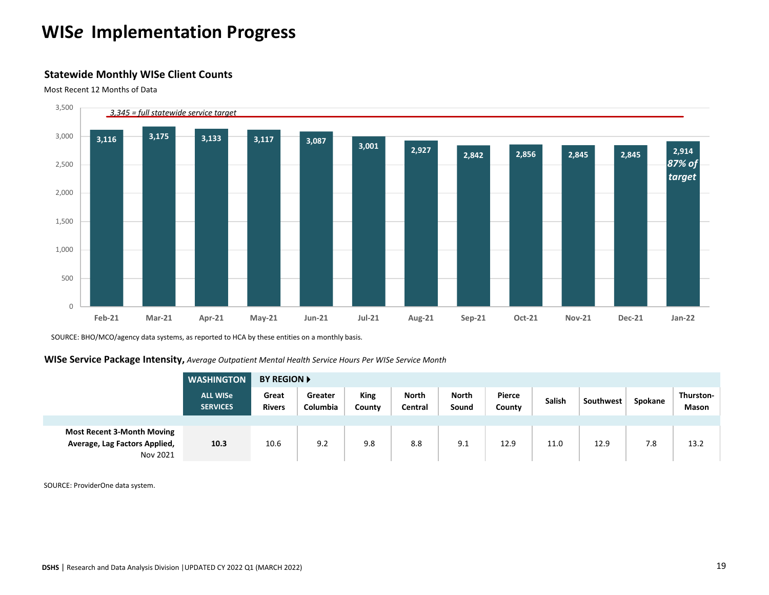# WIS*e* Implementation Progress

### Statewide Monthly WISe Client Counts

Most Recent 12 Months of Data

*3,345 = full statewide service target*

3,500
3,000
2,500
2,000
1,500
1,000
500
0

3,116
3,175
3,133
3,117
3,087
3,001
2,927
2,842
2,856
2,845
2,845
2,914
*87% of target*

Feb-21
Mar-21
Apr-21
May-21
Jun-21
Jul-21
Aug-21
Sep-21
Oct-21
Nov-21
Dec-21
Jan-22

SOURCE: BHO/MCO/agency data systems, as reported to HCA by these entities on a monthly basis.

### WISe Service Package Intensity, *Average Outpatient Mental Health Service Hours Per WISe Service Month*

| | WASHINGTON | BY REGION ▸ | | | | | | | | | |
|---|---|---|---|---|---|---|---|---|---|---|---|
| | ALL WISe SERVICES | Great Rivers | Greater Columbia | King County | North Central | North Sound | Pierce County | Salish | Southwest | Spokane | Thurston-Mason |
| **Most Recent 3-Month Moving Average, Lag Factors Applied,** Nov 2021 | **10.3** | 10.6 | 9.2 | 9.8 | 8.8 | 9.1 | 12.9 | 11.0 | 12.9 | 7.8 | 13.2 |

SOURCE: ProviderOne data system.